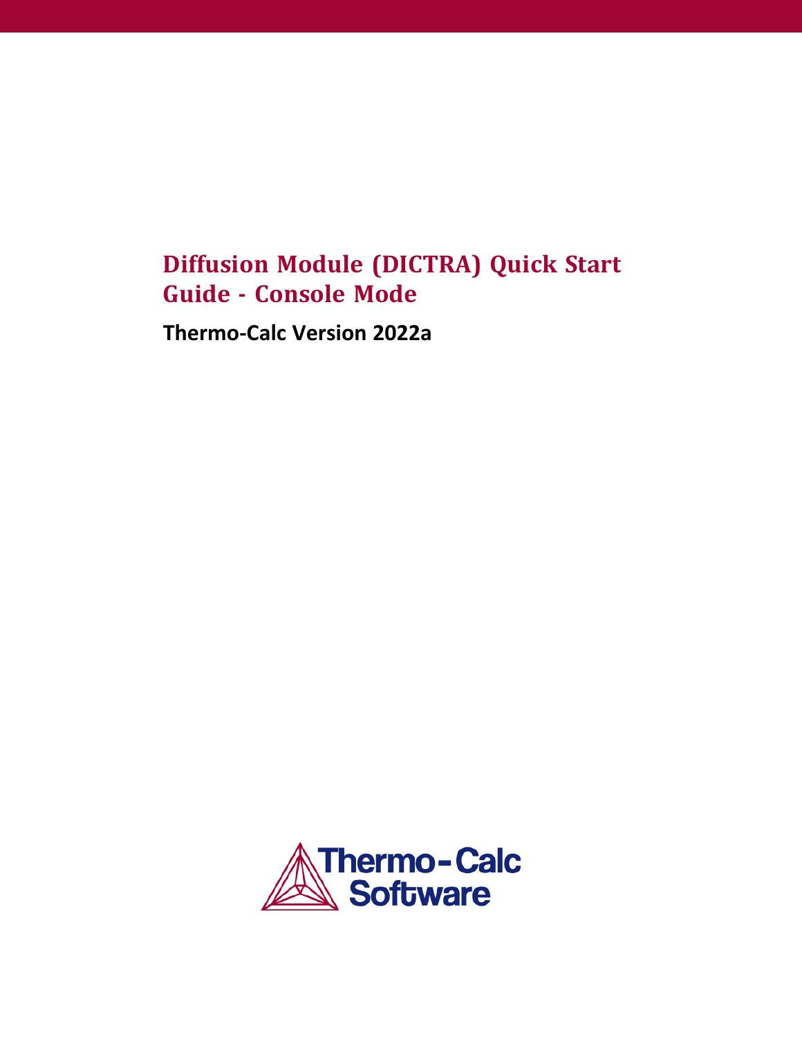# Diffusion Module (DICTRA) Quick Start Guide - Console Mode

**Thermo-Calc Version 2022a**

Thermo-Calc Software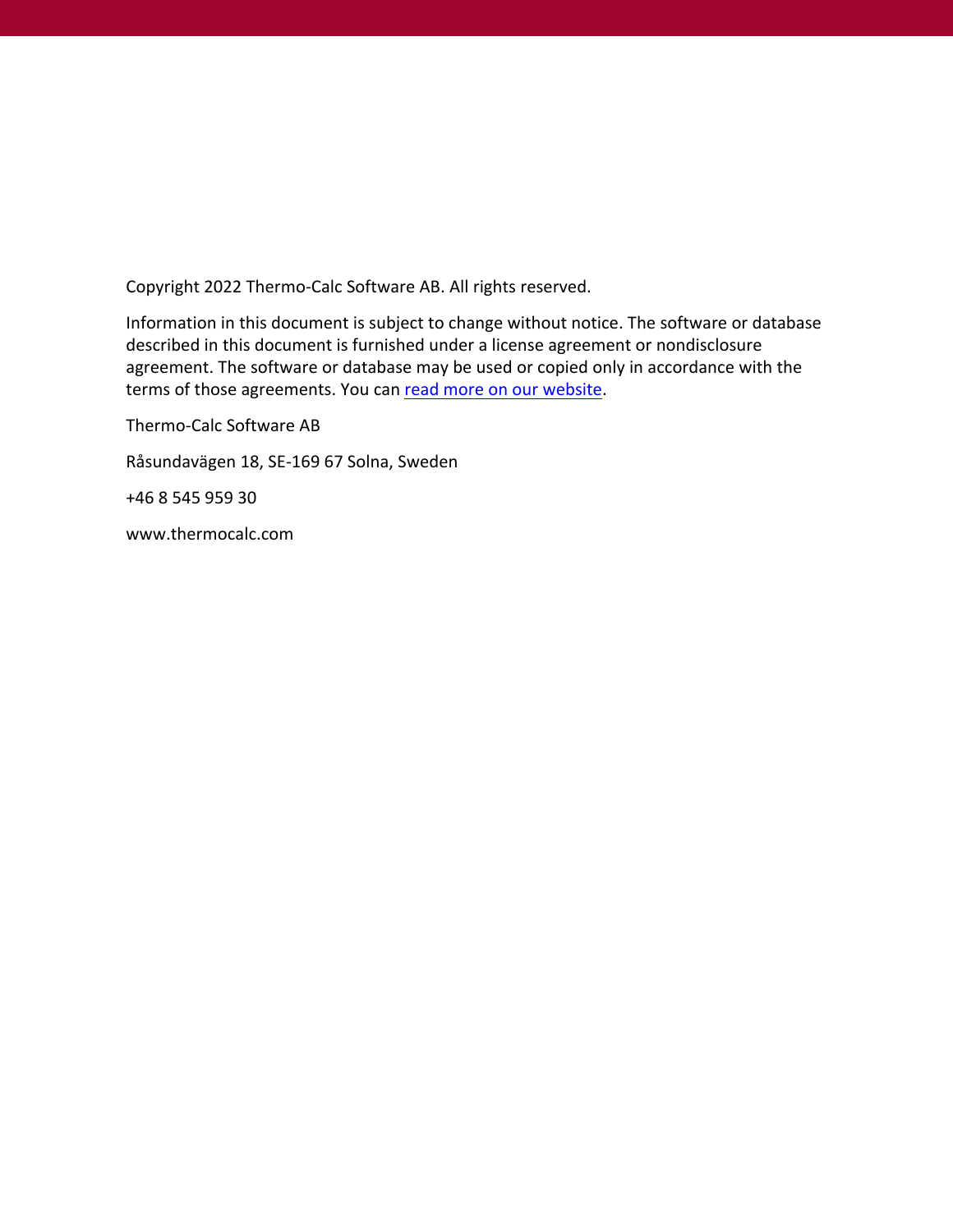Copyright 2022 Thermo-Calc Software AB. All rights reserved.

Information in this document is subject to change without notice. The software or database described in this document is furnished under a license agreement or nondisclosure agreement. The software or database may be used or copied only in accordance with the terms of those agreements. You can read more on our website.

Thermo-Calc Software AB

Råsundavägen 18, SE-169 67 Solna, Sweden

+46 8 545 959 30

www.thermocalc.com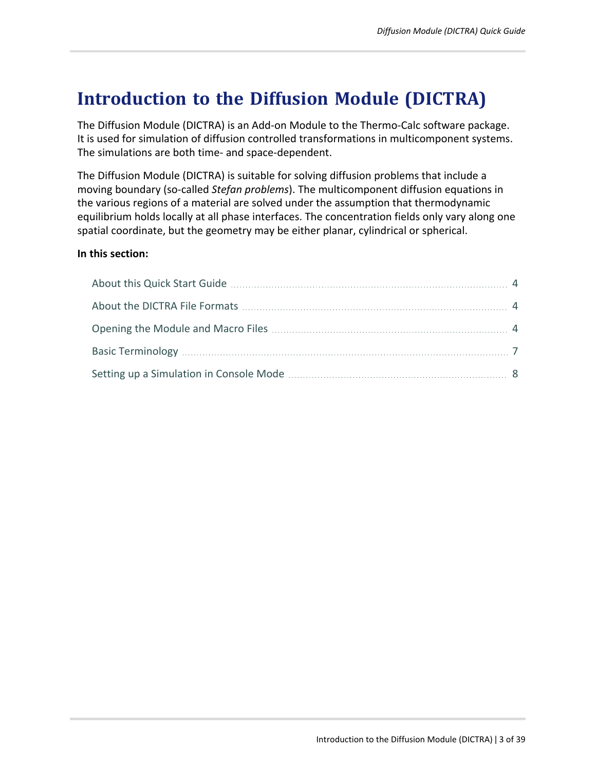# Introduction to the Diffusion Module (DICTRA)

The Diffusion Module (DICTRA) is an Add-on Module to the Thermo-Calc software package. It is used for simulation of diffusion controlled transformations in multicomponent systems. The simulations are both time- and space-dependent.

The Diffusion Module (DICTRA) is suitable for solving diffusion problems that include a moving boundary (so-called *Stefan problems*). The multicomponent diffusion equations in the various regions of a material are solved under the assumption that thermodynamic equilibrium holds locally at all phase interfaces. The concentration fields only vary along one spatial coordinate, but the geometry may be either planar, cylindrical or spherical.

**In this section:**

- About this Quick Start Guide ........ 4
- About the DICTRA File Formats ........ 4
- Opening the Module and Macro Files ........ 4
- Basic Terminology ........ 7
- Setting up a Simulation in Console Mode ........ 8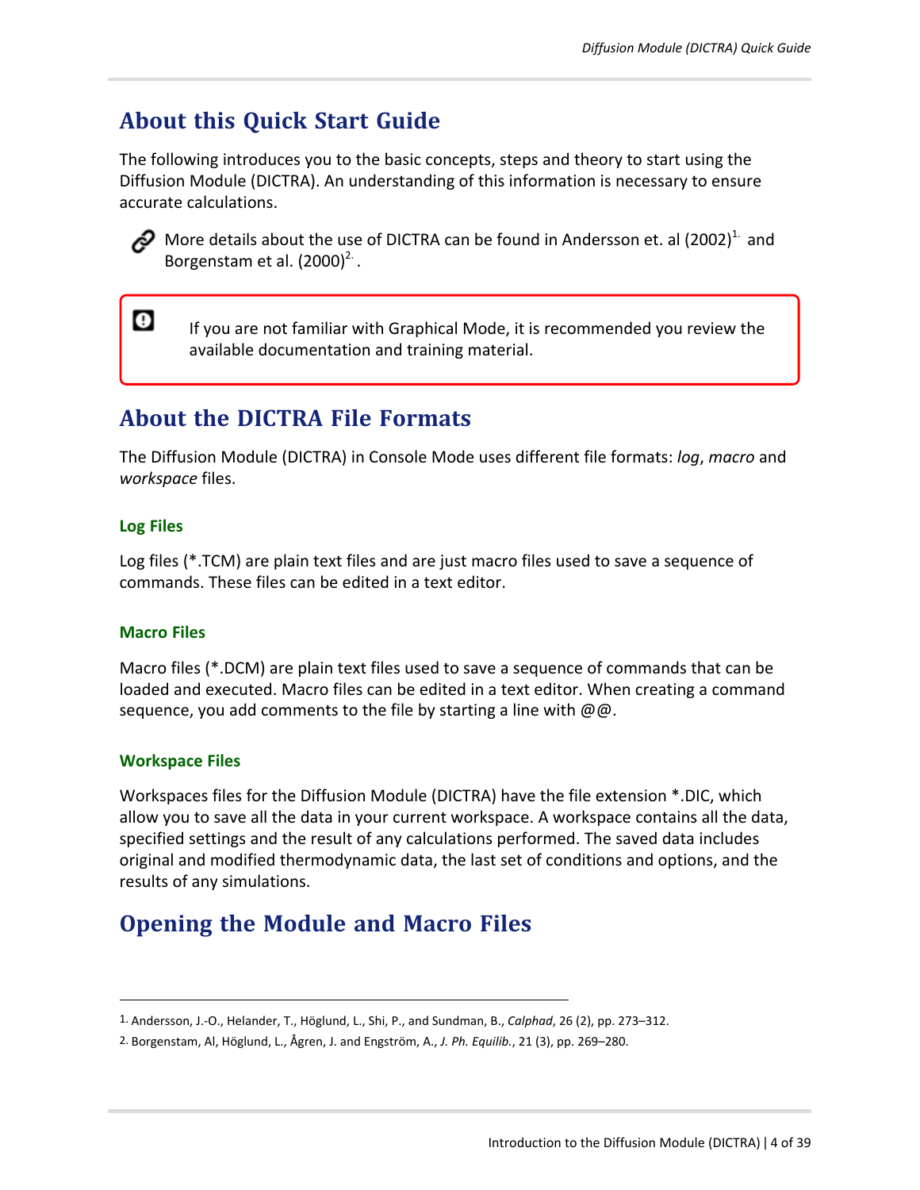## About this Quick Start Guide

The following introduces you to the basic concepts, steps and theory to start using the Diffusion Module (DICTRA). An understanding of this information is necessary to ensure accurate calculations.

More details about the use of DICTRA can be found in Andersson et. al (2002)[1] and Borgenstam et al. (2000)[2].

> If you are not familiar with Graphical Mode, it is recommended you review the available documentation and training material.

## About the DICTRA File Formats

The Diffusion Module (DICTRA) in Console Mode uses different file formats: *log*, *macro* and *workspace* files.

### Log Files

Log files (*.TCM) are plain text files and are just macro files used to save a sequence of commands. These files can be edited in a text editor.

### Macro Files

Macro files (*.DCM) are plain text files used to save a sequence of commands that can be loaded and executed. Macro files can be edited in a text editor. When creating a command sequence, you add comments to the file by starting a line with @@.

### Workspace Files

Workspaces files for the Diffusion Module (DICTRA) have the file extension *.DIC, which allow you to save all the data in your current workspace. A workspace contains all the data, specified settings and the result of any calculations performed. The saved data includes original and modified thermodynamic data, the last set of conditions and options, and the results of any simulations.

## Opening the Module and Macro Files

---

1. Andersson, J.-O., Helander, T., Höglund, L., Shi, P., and Sundman, B., *Calphad*, 26 (2), pp. 273–312.

2. Borgenstam, Al, Höglund, L., Ågren, J. and Engström, A., *J. Ph. Equilib.*, 21 (3), pp. 269–280.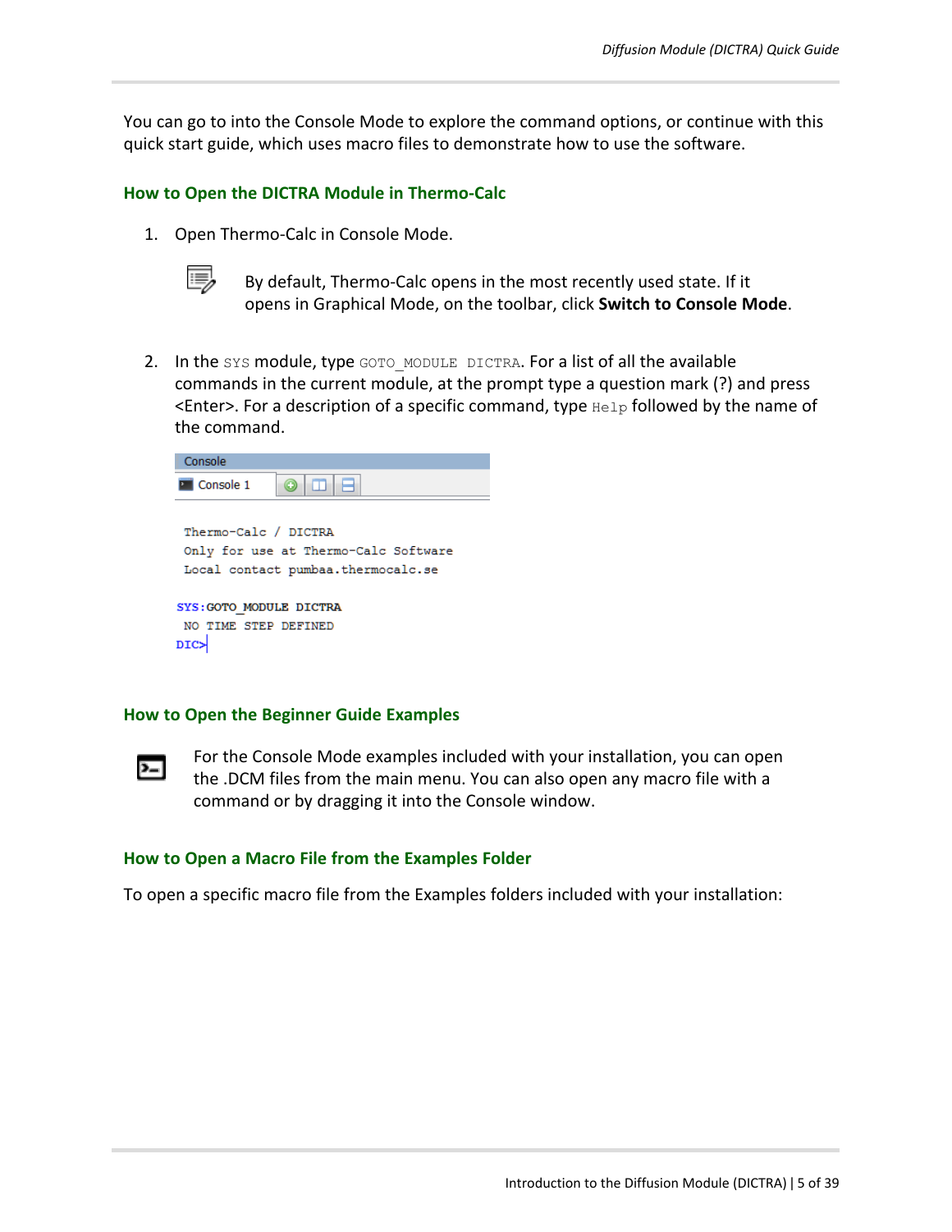You can go to into the Console Mode to explore the command options, or continue with this quick start guide, which uses macro files to demonstrate how to use the software.

### How to Open the DICTRA Module in Thermo-Calc

1. Open Thermo-Calc in Console Mode.

   By default, Thermo-Calc opens in the most recently used state. If it opens in Graphical Mode, on the toolbar, click **Switch to Console Mode**.

2. In the `SYS` module, type `GOTO_MODULE DICTRA`. For a list of all the available commands in the current module, at the prompt type a question mark (?) and press <Enter>. For a description of a specific command, type `Help` followed by the name of the command.

```
Thermo-Calc / DICTRA
Only for use at Thermo-Calc Software
Local contact pumbaa.thermocalc.se

SYS:GOTO_MODULE DICTRA
 NO TIME STEP DEFINED
DIC>
```

### How to Open the Beginner Guide Examples

For the Console Mode examples included with your installation, you can open the .DCM files from the main menu. You can also open any macro file with a command or by dragging it into the Console window.

### How to Open a Macro File from the Examples Folder

To open a specific macro file from the Examples folders included with your installation: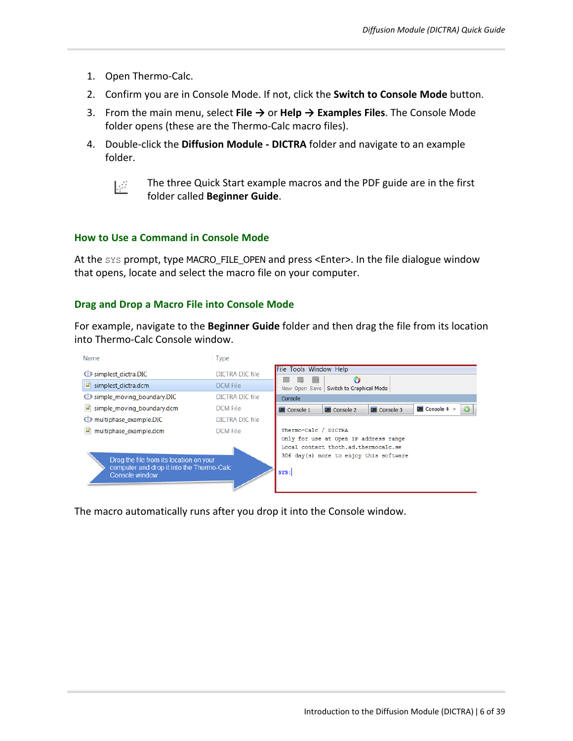1. Open Thermo-Calc.
2. Confirm you are in Console Mode. If not, click the **Switch to Console Mode** button.
3. From the main menu, select **File** → or **Help** → **Examples Files**. The Console Mode folder opens (these are the Thermo-Calc macro files).
4. Double-click the **Diffusion Module - DICTRA** folder and navigate to an example folder.

The three Quick Start example macros and the PDF guide are in the first folder called **Beginner Guide**.

### How to Use a Command in Console Mode

At the `SYS` prompt, type MACRO_FILE_OPEN and press <Enter>. In the file dialogue window that opens, locate and select the macro file on your computer.

### Drag and Drop a Macro File into Console Mode

For example, navigate to the **Beginner Guide** folder and then drag the file from its location into Thermo-Calc Console window.

The macro automatically runs after you drop it into the Console window.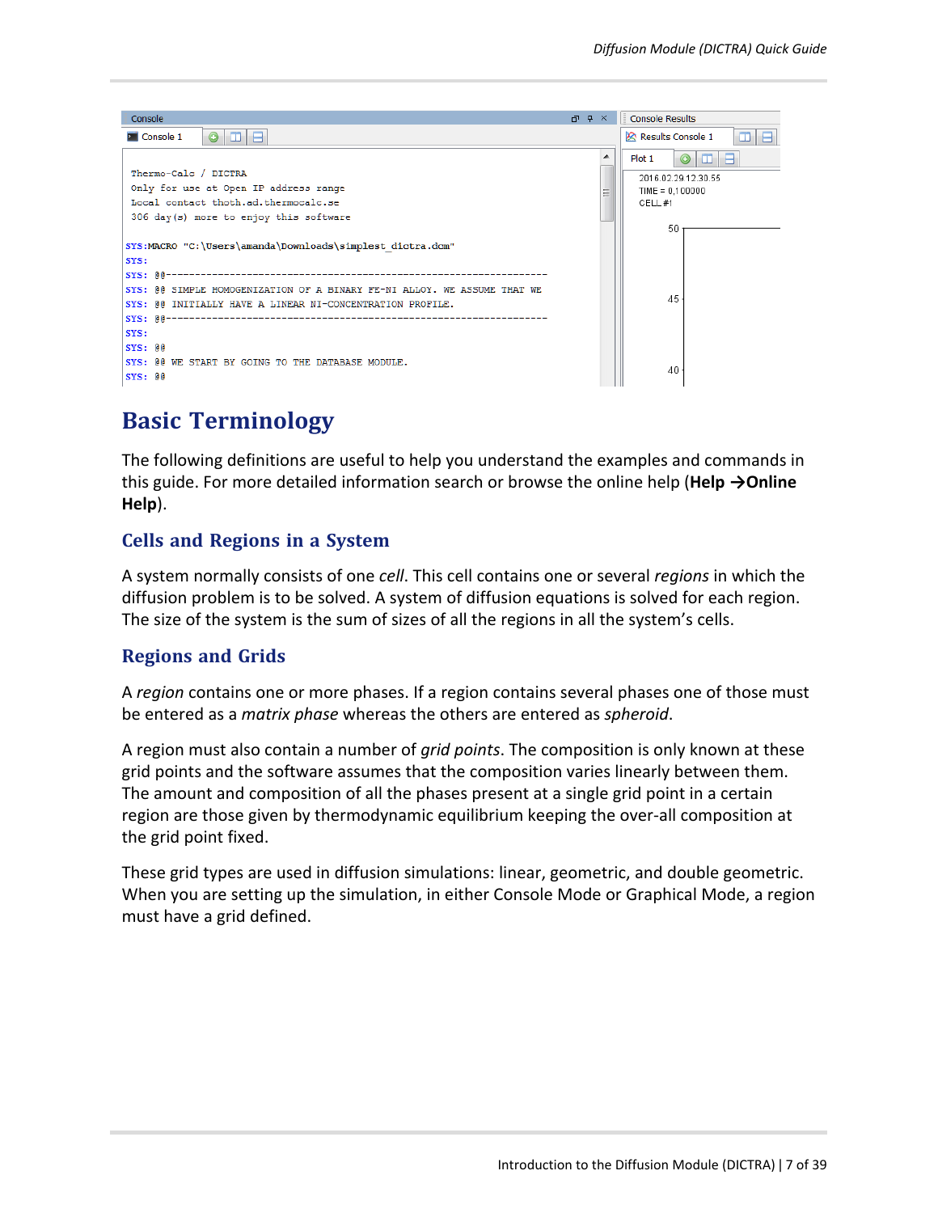# Basic Terminology

The following definitions are useful to help you understand the examples and commands in this guide. For more detailed information search or browse the online help (**Help →Online Help**).

## Cells and Regions in a System

A system normally consists of one *cell*. This cell contains one or several *regions* in which the diffusion problem is to be solved. A system of diffusion equations is solved for each region. The size of the system is the sum of sizes of all the regions in all the system's cells.

## Regions and Grids

A *region* contains one or more phases. If a region contains several phases one of those must be entered as a *matrix phase* whereas the others are entered as *spheroid*.

A region must also contain a number of *grid points*. The composition is only known at these grid points and the software assumes that the composition varies linearly between them. The amount and composition of all the phases present at a single grid point in a certain region are those given by thermodynamic equilibrium keeping the over-all composition at the grid point fixed.

These grid types are used in diffusion simulations: linear, geometric, and double geometric. When you are setting up the simulation, in either Console Mode or Graphical Mode, a region must have a grid defined.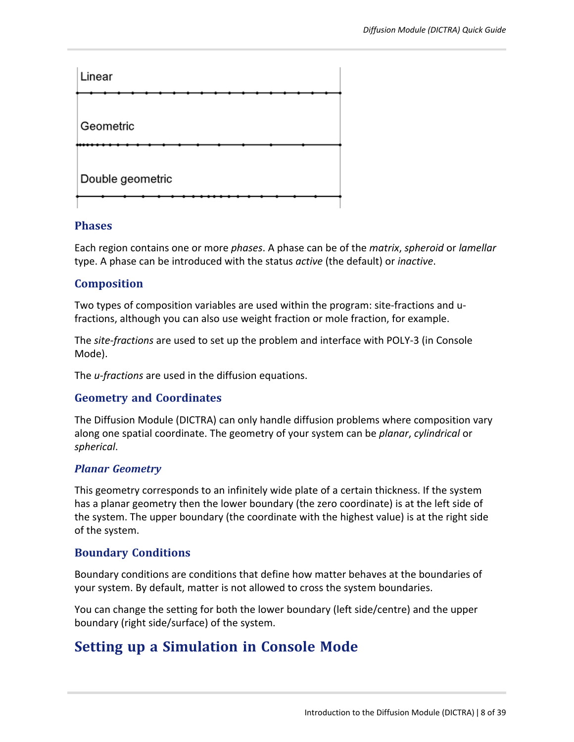Linear

Geometric

Double geometric

### Phases

Each region contains one or more *phases*. A phase can be of the *matrix*, *spheroid* or *lamellar* type. A phase can be introduced with the status *active* (the default) or *inactive*.

### Composition

Two types of composition variables are used within the program: site-fractions and u-fractions, although you can also use weight fraction or mole fraction, for example.

The *site-fractions* are used to set up the problem and interface with POLY-3 (in Console Mode).

The *u-fractions* are used in the diffusion equations.

### Geometry and Coordinates

The Diffusion Module (DICTRA) can only handle diffusion problems where composition vary along one spatial coordinate. The geometry of your system can be *planar*, *cylindrical* or *spherical*.

#### *Planar Geometry*

This geometry corresponds to an infinitely wide plate of a certain thickness. If the system has a planar geometry then the lower boundary (the zero coordinate) is at the left side of the system. The upper boundary (the coordinate with the highest value) is at the right side of the system.

### Boundary Conditions

Boundary conditions are conditions that define how matter behaves at the boundaries of your system. By default, matter is not allowed to cross the system boundaries.

You can change the setting for both the lower boundary (left side/centre) and the upper boundary (right side/surface) of the system.

## Setting up a Simulation in Console Mode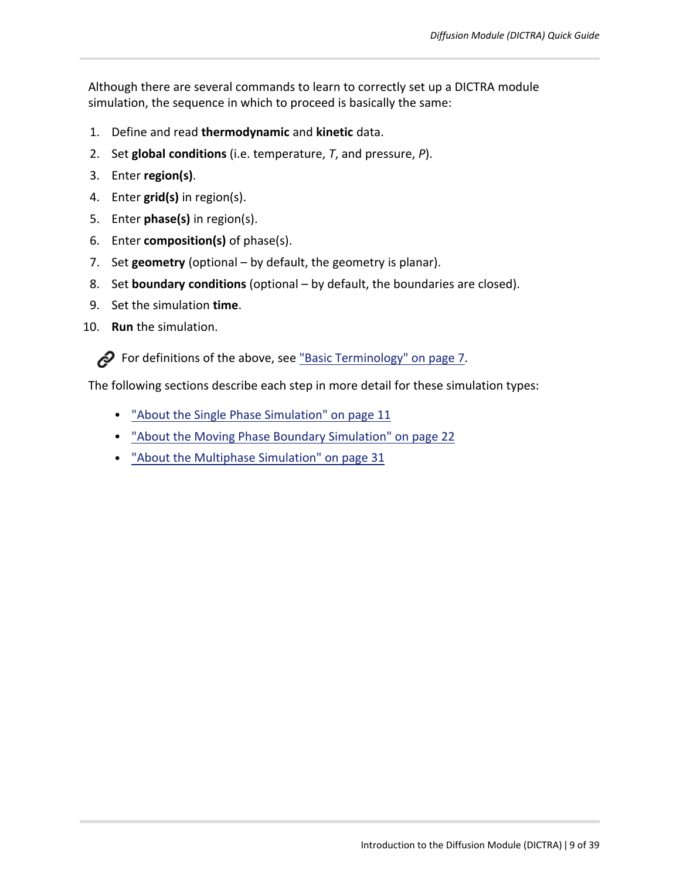Although there are several commands to learn to correctly set up a DICTRA module simulation, the sequence in which to proceed is basically the same:

1. Define and read **thermodynamic** and **kinetic** data.
2. Set **global conditions** (i.e. temperature, *T*, and pressure, *P*).
3. Enter **region(s)**.
4. Enter **grid(s)** in region(s).
5. Enter **phase(s)** in region(s).
6. Enter **composition(s)** of phase(s).
7. Set **geometry** (optional – by default, the geometry is planar).
8. Set **boundary conditions** (optional – by default, the boundaries are closed).
9. Set the simulation **time**.
10. **Run** the simulation.

For definitions of the above, see "Basic Terminology" on page 7.

The following sections describe each step in more detail for these simulation types:

- "About the Single Phase Simulation" on page 11
- "About the Moving Phase Boundary Simulation" on page 22
- "About the Multiphase Simulation" on page 31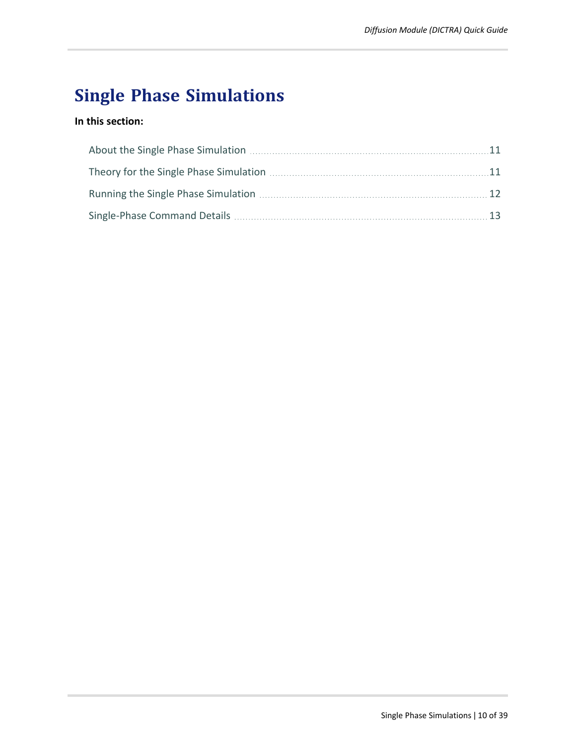# Single Phase Simulations

**In this section:**

- About the Single Phase Simulation ........ 11
- Theory for the Single Phase Simulation ........ 11
- Running the Single Phase Simulation ........ 12
- Single-Phase Command Details ........ 13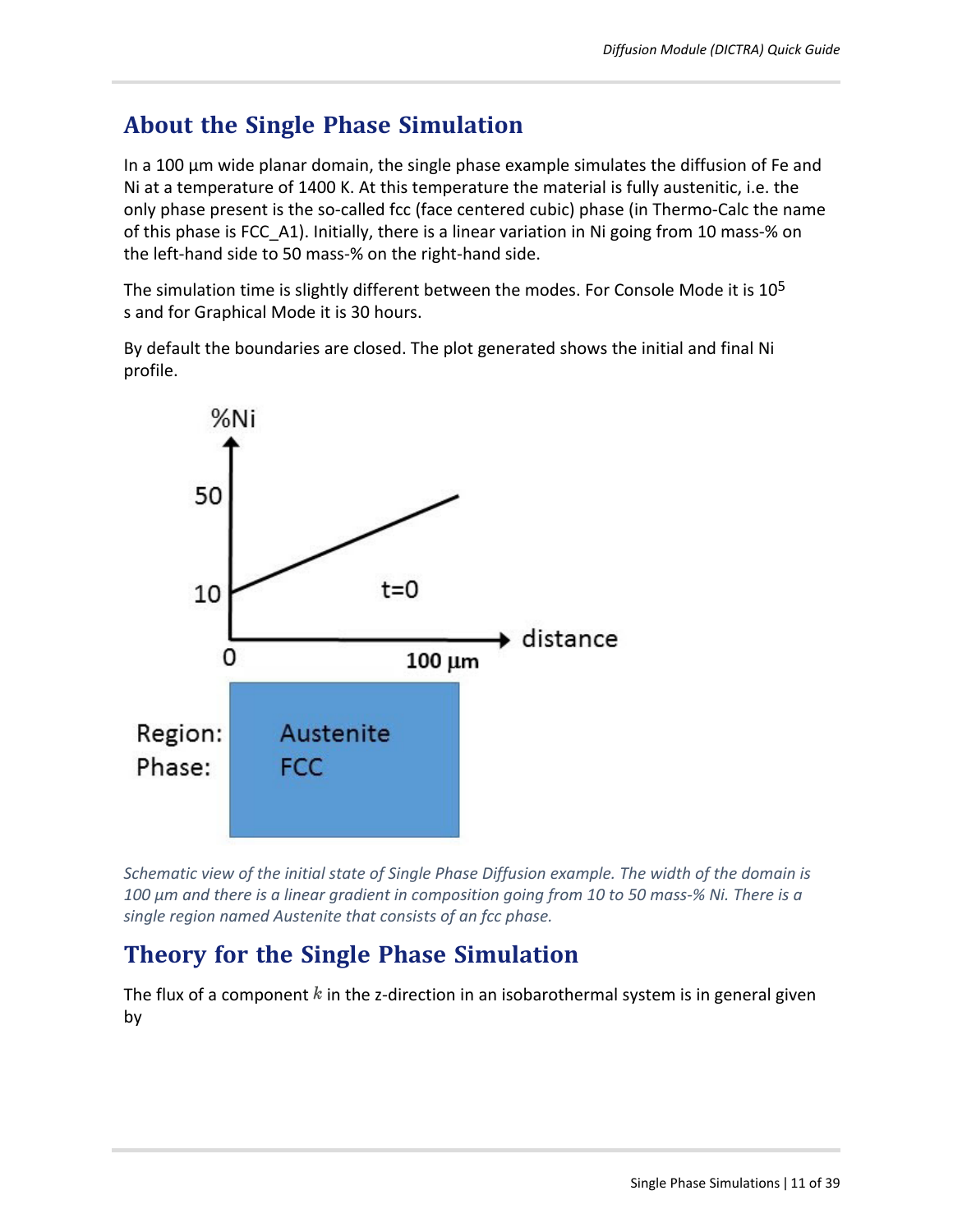## About the Single Phase Simulation

In a 100 µm wide planar domain, the single phase example simulates the diffusion of Fe and Ni at a temperature of 1400 K. At this temperature the material is fully austenitic, i.e. the only phase present is the so-called fcc (face centered cubic) phase (in Thermo-Calc the name of this phase is FCC_A1). Initially, there is a linear variation in Ni going from 10 mass-% on the left-hand side to 50 mass-% on the right-hand side.

The simulation time is slightly different between the modes. For Console Mode it is $10^5$ s and for Graphical Mode it is 30 hours.

By default the boundaries are closed. The plot generated shows the initial and final Ni profile.

*Schematic view of the initial state of Single Phase Diffusion example. The width of the domain is 100 µm and there is a linear gradient in composition going from 10 to 50 mass-% Ni. There is a single region named Austenite that consists of an fcc phase.*

## Theory for the Single Phase Simulation

The flux of a component $k$ in the z-direction in an isobarothermal system is in general given by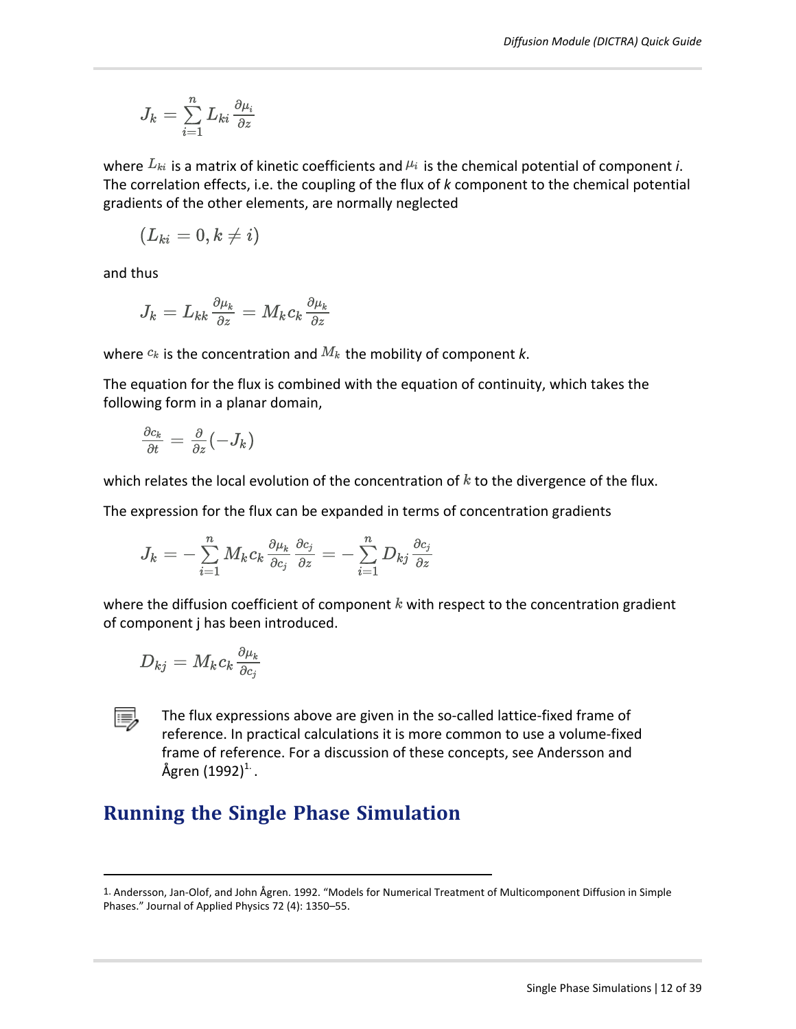$$J_k = \sum_{i=1}^{n} L_{ki} \frac{\partial \mu_i}{\partial z}$$

where $L_{ki}$ is a matrix of kinetic coefficients and $\mu_i$ is the chemical potential of component *i*. The correlation effects, i.e. the coupling of the flux of *k* component to the chemical potential gradients of the other elements, are normally neglected

$$(L_{ki} = 0, k \neq i)$$

and thus

$$J_k = L_{kk} \frac{\partial \mu_k}{\partial z} = M_k c_k \frac{\partial \mu_k}{\partial z}$$

where $c_k$ is the concentration and $M_k$ the mobility of component *k*.

The equation for the flux is combined with the equation of continuity, which takes the following form in a planar domain,

$$\frac{\partial c_k}{\partial t} = \frac{\partial}{\partial z}(-J_k)$$

which relates the local evolution of the concentration of $k$ to the divergence of the flux.

The expression for the flux can be expanded in terms of concentration gradients

$$J_k = -\sum_{i=1}^{n} M_k c_k \frac{\partial \mu_k}{\partial c_j} \frac{\partial c_j}{\partial z} = -\sum_{i=1}^{n} D_{kj} \frac{\partial c_j}{\partial z}$$

where the diffusion coefficient of component $k$ with respect to the concentration gradient of component j has been introduced.

$$D_{kj} = M_k c_k \frac{\partial \mu_k}{\partial c_j}$$

The flux expressions above are given in the so-called lattice-fixed frame of reference. In practical calculations it is more common to use a volume-fixed frame of reference. For a discussion of these concepts, see Andersson and Ågren (1992)[1].

## Running the Single Phase Simulation

---

1. Andersson, Jan-Olof, and John Ågren. 1992. “Models for Numerical Treatment of Multicomponent Diffusion in Simple Phases.” Journal of Applied Physics 72 (4): 1350–55.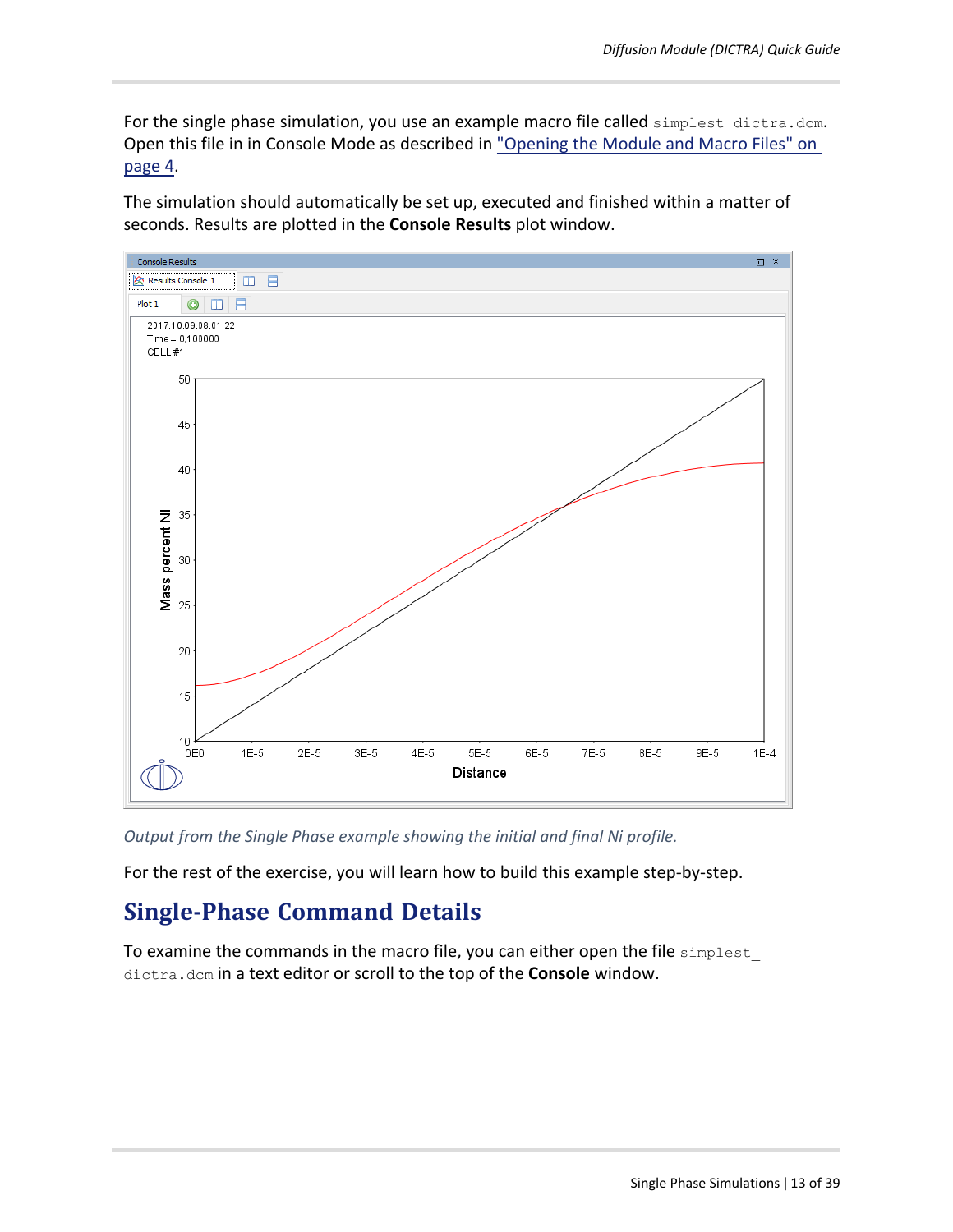For the single phase simulation, you use an example macro file called `simplest_dictra.dcm`. Open this file in in Console Mode as described in "Opening the Module and Macro Files" on page 4.

The simulation should automatically be set up, executed and finished within a matter of seconds. Results are plotted in the **Console Results** plot window.

*Output from the Single Phase example showing the initial and final Ni profile.*

For the rest of the exercise, you will learn how to build this example step-by-step.

## Single-Phase Command Details

To examine the commands in the macro file, you can either open the file `simplest_dictra.dcm` in a text editor or scroll to the top of the **Console** window.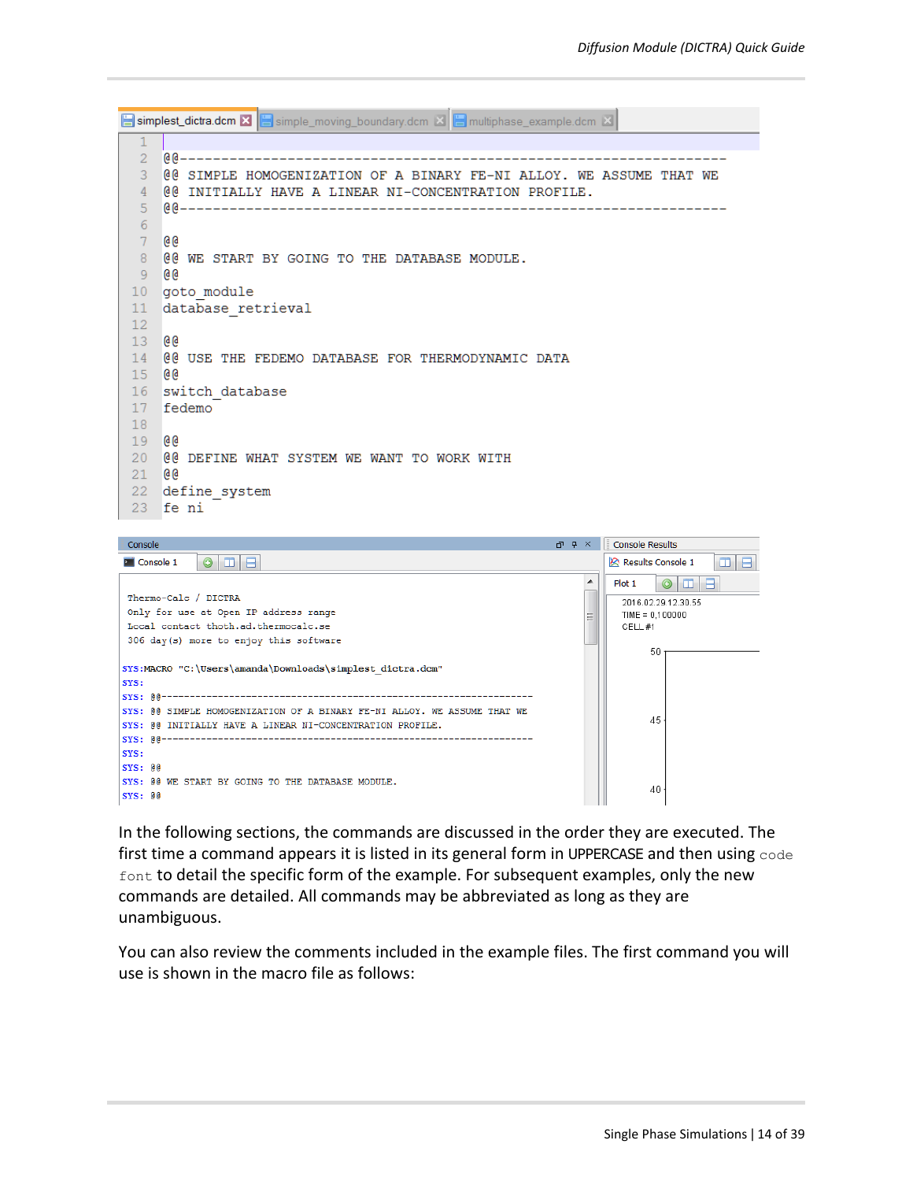```
simplest_dictra.dcm | simple_moving_boundary.dcm | multiphase_example.dcm

1
2   @@-----------------------------------------------------------------
3   @@ SIMPLE HOMOGENIZATION OF A BINARY FE-NI ALLOY. WE ASSUME THAT WE
4   @@ INITIALLY HAVE A LINEAR NI-CONCENTRATION PROFILE.
5   @@-----------------------------------------------------------------
6
7   @@
8   @@ WE START BY GOING TO THE DATABASE MODULE.
9   @@
10  goto_module
11  database_retrieval
12
13  @@
14  @@ USE THE FEDEMO DATABASE FOR THERMODYNAMIC DATA
15  @@
16  switch_database
17  fedemo
18
19  @@
20  @@ DEFINE WHAT SYSTEM WE WANT TO WORK WITH
21  @@
22  define_system
23  fe ni
```

```
Console
Console 1

Thermo-Calc / DICTRA
Only for use at Open IP address range
Local contact thoth.ad.thermocalc.se
306 day(s) more to enjoy this software

SYS:MACRO "C:\Users\amanda\Downloads\simplest_dictra.dcm"
SYS:
SYS: @@-----------------------------------------------------------------
SYS: @@ SIMPLE HOMOGENIZATION OF A BINARY FE-NI ALLOY. WE ASSUME THAT WE
SYS: @@ INITIALLY HAVE A LINEAR NI-CONCENTRATION PROFILE.
SYS: @@-----------------------------------------------------------------
SYS:
SYS: @@
SYS: @@ WE START BY GOING TO THE DATABASE MODULE.
SYS: @@
```

```
Console Results
Results Console 1
Plot 1
2016.02.29.12.30.55
TIME = 0,100000
CELL #1
50
45
40
```

In the following sections, the commands are discussed in the order they are executed. The first time a command appears it is listed in its general form in UPPERCASE and then using `code font` to detail the specific form of the example. For subsequent examples, only the new commands are detailed. All commands may be abbreviated as long as they are unambiguous.

You can also review the comments included in the example files. The first command you will use is shown in the macro file as follows: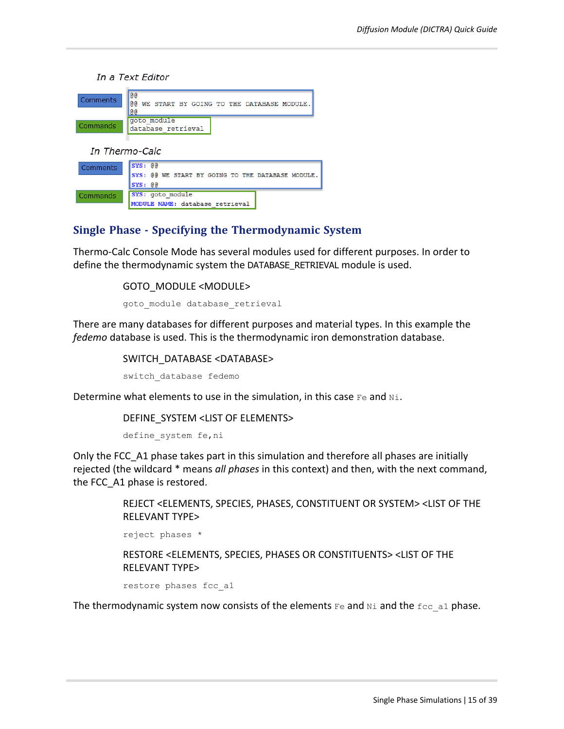*In a Text Editor*

Comments

```
@@
@@ WE START BY GOING TO THE DATABASE MODULE.
@@
```

Commands

```
goto_module
database_retrieval
```

*In Thermo-Calc*

Comments

```
SYS: @@
SYS: @@ WE START BY GOING TO THE DATABASE MODULE.
SYS: @@
```

Commands

```
SYS: goto_module
MODULE NAME: database_retrieval
```

## Single Phase - Specifying the Thermodynamic System

Thermo-Calc Console Mode has several modules used for different purposes. In order to define the thermodynamic system the DATABASE_RETRIEVAL module is used.

GOTO_MODULE <MODULE>

```
goto_module database_retrieval
```

There are many databases for different purposes and material types. In this example the *fedemo* database is used. This is the thermodynamic iron demonstration database.

SWITCH_DATABASE <DATABASE>

```
switch_database fedemo
```

Determine what elements to use in the simulation, in this case `Fe` and `Ni`.

DEFINE_SYSTEM <LIST OF ELEMENTS>

```
define_system fe,ni
```

Only the FCC_A1 phase takes part in this simulation and therefore all phases are initially rejected (the wildcard * means *all phases* in this context) and then, with the next command, the FCC_A1 phase is restored.

REJECT <ELEMENTS, SPECIES, PHASES, CONSTITUENT OR SYSTEM> <LIST OF THE RELEVANT TYPE>

```
reject phases *
```

RESTORE <ELEMENTS, SPECIES, PHASES OR CONSTITUENTS> <LIST OF THE RELEVANT TYPE>

```
restore phases fcc_a1
```

The thermodynamic system now consists of the elements `Fe` and `Ni` and the `fcc_a1` phase.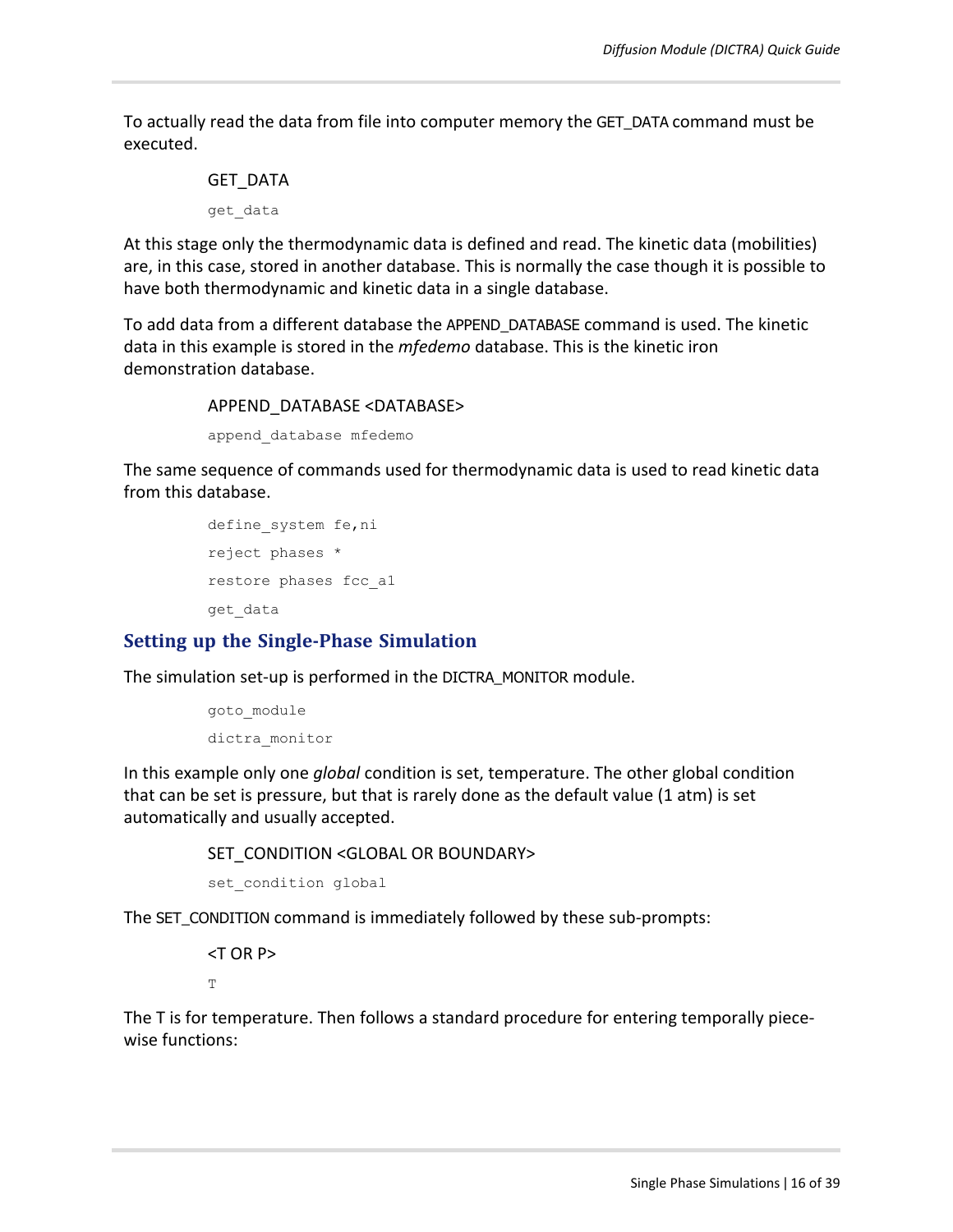To actually read the data from file into computer memory the GET_DATA command must be executed.

GET_DATA

```
get_data
```

At this stage only the thermodynamic data is defined and read. The kinetic data (mobilities) are, in this case, stored in another database. This is normally the case though it is possible to have both thermodynamic and kinetic data in a single database.

To add data from a different database the APPEND_DATABASE command is used. The kinetic data in this example is stored in the *mfedemo* database. This is the kinetic iron demonstration database.

APPEND_DATABASE <DATABASE>

```
append_database mfedemo
```

The same sequence of commands used for thermodynamic data is used to read kinetic data from this database.

```
define_system fe,ni
reject phases *
restore phases fcc_a1
get_data
```

## Setting up the Single-Phase Simulation

The simulation set-up is performed in the DICTRA_MONITOR module.

```
goto_module
dictra_monitor
```

In this example only one *global* condition is set, temperature. The other global condition that can be set is pressure, but that is rarely done as the default value (1 atm) is set automatically and usually accepted.

SET_CONDITION <GLOBAL OR BOUNDARY>

```
set_condition global
```

The SET_CONDITION command is immediately followed by these sub-prompts:

<T OR P>

```
T
```

The T is for temperature. Then follows a standard procedure for entering temporally piece-wise functions: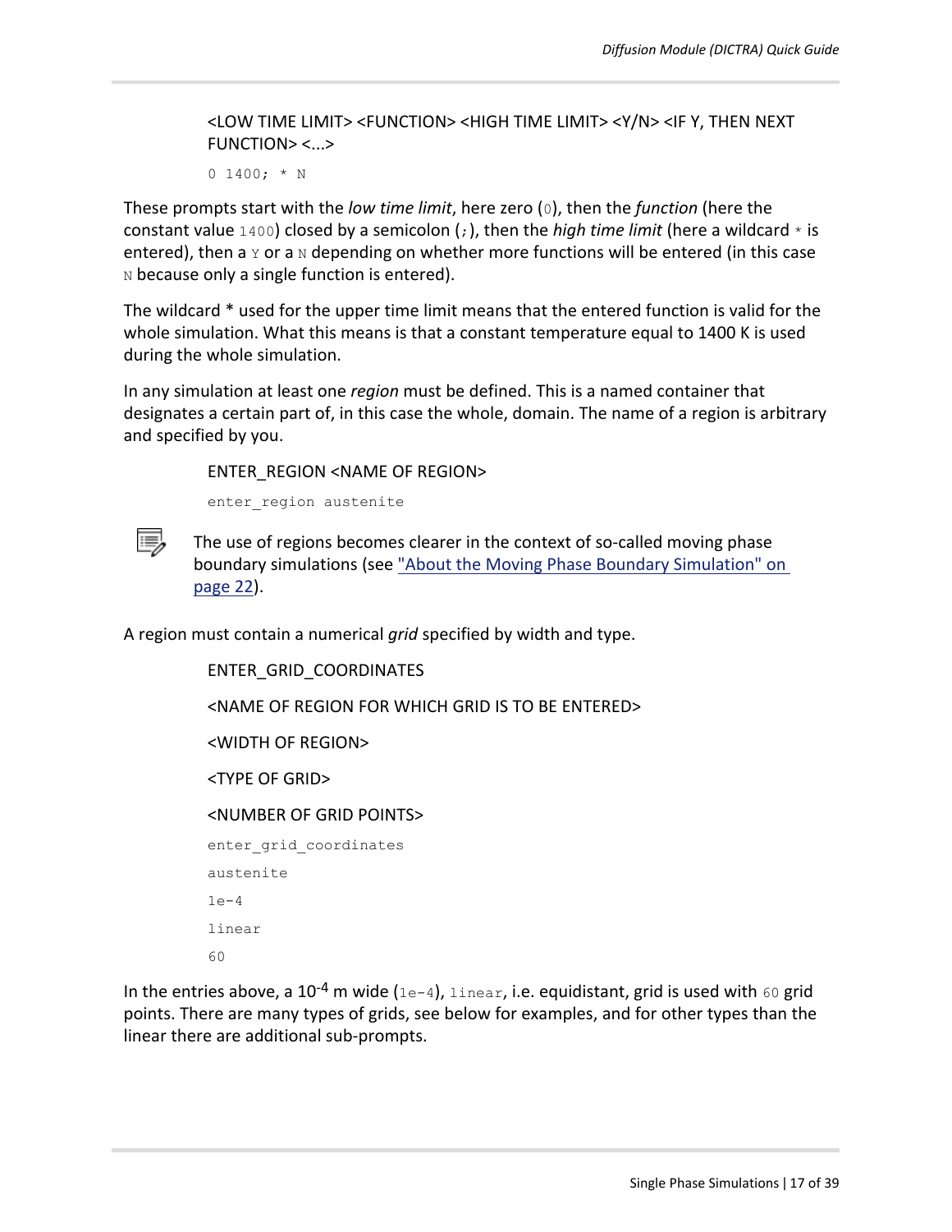<LOW TIME LIMIT> <FUNCTION> <HIGH TIME LIMIT> <Y/N> <IF Y, THEN NEXT FUNCTION> <...>

```
0 1400; * N
```

These prompts start with the *low time limit*, here zero (`0`), then the *function* (here the constant value `1400`) closed by a semicolon (`;`), then the *high time limit* (here a wildcard `*` is entered), then a `Y` or a `N` depending on whether more functions will be entered (in this case `N` because only a single function is entered).

The wildcard * used for the upper time limit means that the entered function is valid for the whole simulation. What this means is that a constant temperature equal to 1400 K is used during the whole simulation.

In any simulation at least one *region* must be defined. This is a named container that designates a certain part of, in this case the whole, domain. The name of a region is arbitrary and specified by you.

ENTER_REGION <NAME OF REGION>

```
enter_region austenite
```

The use of regions becomes clearer in the context of so-called moving phase boundary simulations (see "About the Moving Phase Boundary Simulation" on page 22).

A region must contain a numerical *grid* specified by width and type.

ENTER_GRID_COORDINATES

<NAME OF REGION FOR WHICH GRID IS TO BE ENTERED>

<WIDTH OF REGION>

<TYPE OF GRID>

<NUMBER OF GRID POINTS>

```
enter_grid_coordinates
austenite
1e-4
linear
60
```

In the entries above, a $10^{-4}$ m wide (`1e-4`), `linear`, i.e. equidistant, grid is used with `60` grid points. There are many types of grids, see below for examples, and for other types than the linear there are additional sub-prompts.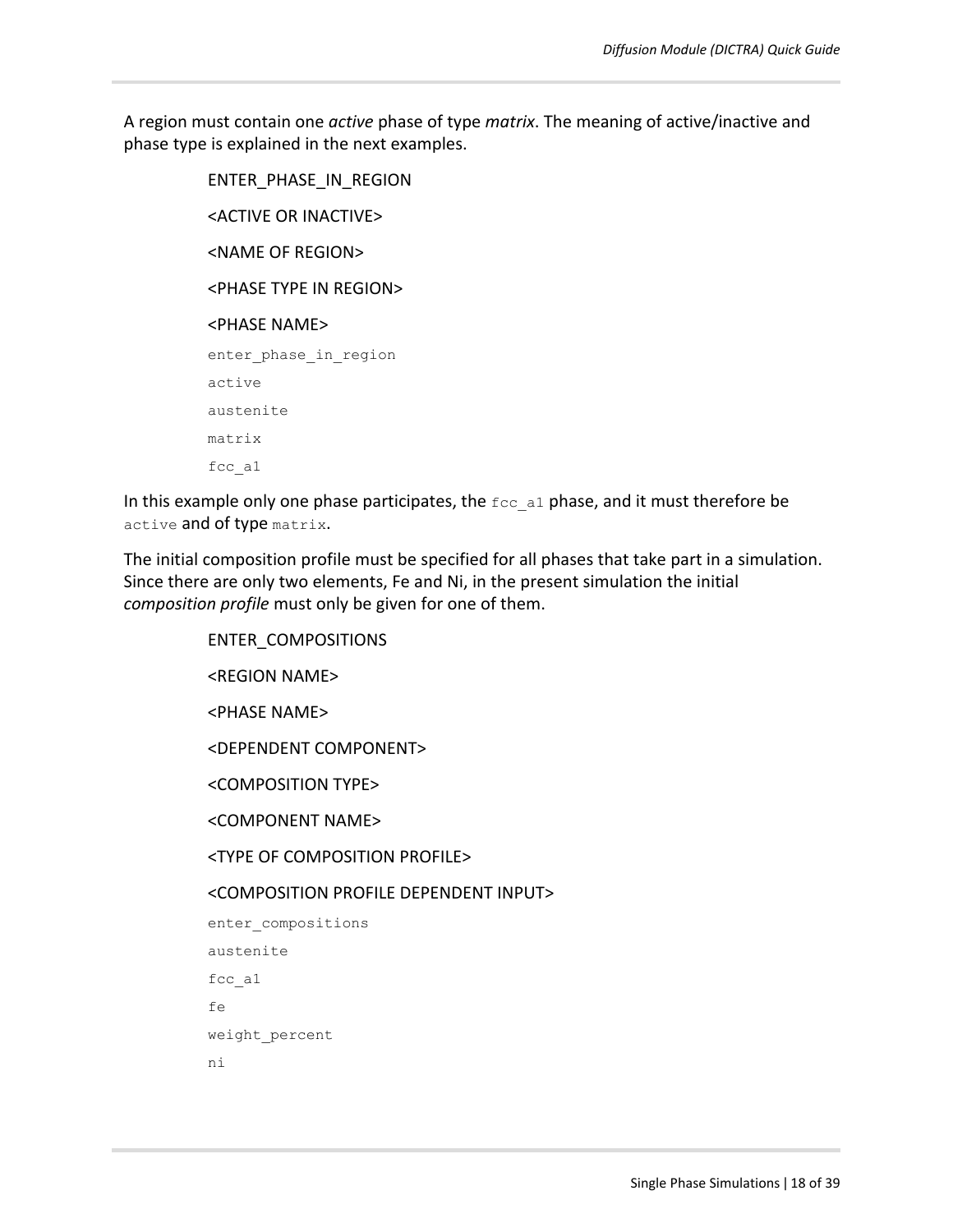A region must contain one *active* phase of type *matrix*. The meaning of active/inactive and phase type is explained in the next examples.

ENTER_PHASE_IN_REGION

<ACTIVE OR INACTIVE>

<NAME OF REGION>

<PHASE TYPE IN REGION>

<PHASE NAME>

```
enter_phase_in_region
active
austenite
matrix
fcc_a1
```

In this example only one phase participates, the `fcc_a1` phase, and it must therefore be `active` and of type `matrix`.

The initial composition profile must be specified for all phases that take part in a simulation. Since there are only two elements, Fe and Ni, in the present simulation the initial *composition profile* must only be given for one of them.

ENTER_COMPOSITIONS

<REGION NAME>

<PHASE NAME>

<DEPENDENT COMPONENT>

<COMPOSITION TYPE>

<COMPONENT NAME>

<TYPE OF COMPOSITION PROFILE>

<COMPOSITION PROFILE DEPENDENT INPUT>

```
enter_compositions
austenite
fcc_a1
fe
weight_percent
ni
```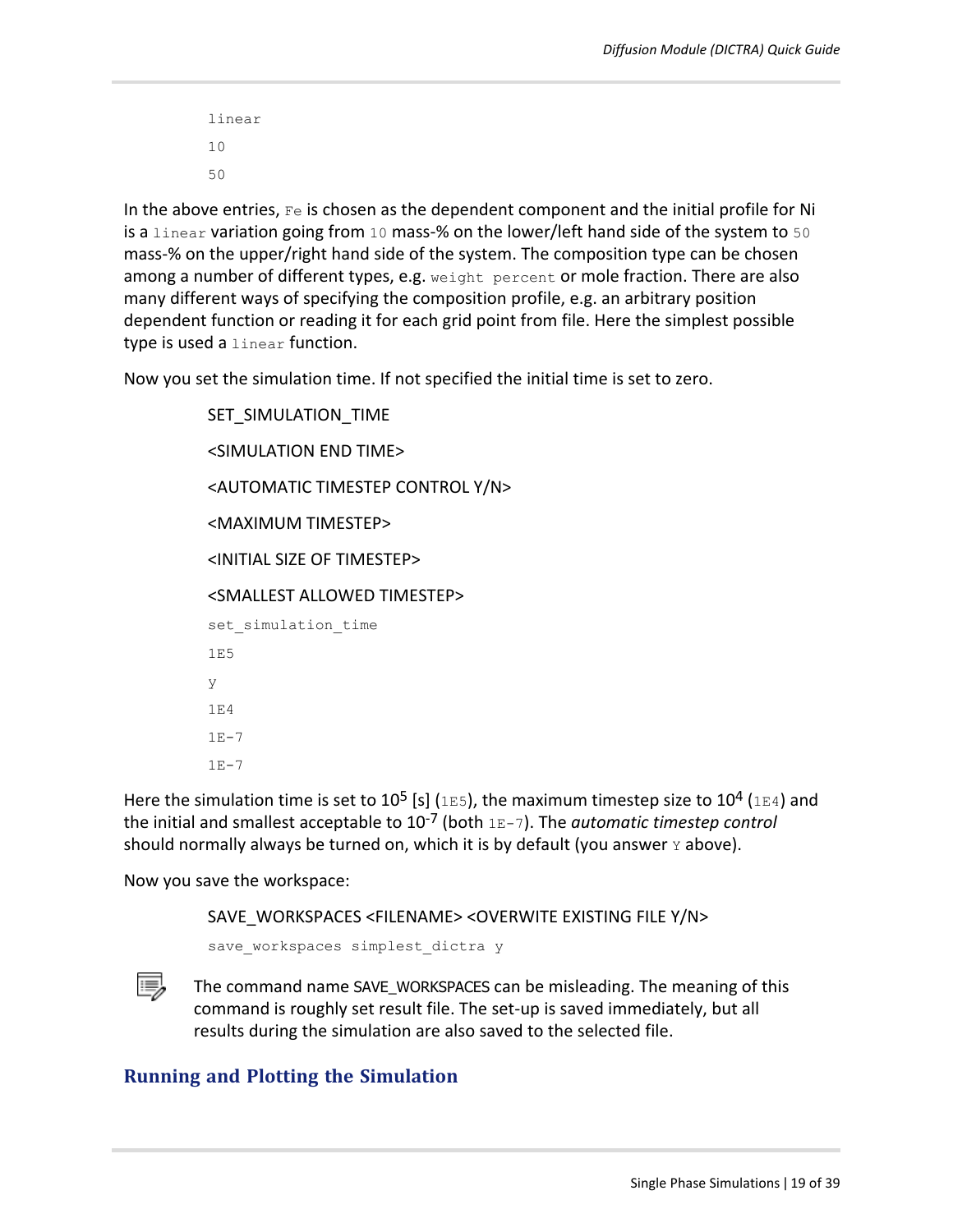```
linear
10
50
```

In the above entries, `Fe` is chosen as the dependent component and the initial profile for Ni is a `linear` variation going from `10` mass-% on the lower/left hand side of the system to `50` mass-% on the upper/right hand side of the system. The composition type can be chosen among a number of different types, e.g. `weight percent` or mole fraction. There are also many different ways of specifying the composition profile, e.g. an arbitrary position dependent function or reading it for each grid point from file. Here the simplest possible type is used a `linear` function.

Now you set the simulation time. If not specified the initial time is set to zero.

SET_SIMULATION_TIME

<SIMULATION END TIME>

<AUTOMATIC TIMESTEP CONTROL Y/N>

<MAXIMUM TIMESTEP>

<INITIAL SIZE OF TIMESTEP>

<SMALLEST ALLOWED TIMESTEP>

```
set_simulation_time
1E5
y
1E4
1E-7
1E-7
```

Here the simulation time is set to $10^5$ [s] (`1E5`), the maximum timestep size to $10^4$ (`1E4`) and the initial and smallest acceptable to $10^{-7}$ (both `1E-7`). The *automatic timestep control* should normally always be turned on, which it is by default (you answer `Y` above).

Now you save the workspace:

SAVE_WORKSPACES <FILENAME> <OVERWITE EXISTING FILE Y/N>

```
save_workspaces simplest_dictra y
```

The command name SAVE_WORKSPACES can be misleading. The meaning of this command is roughly set result file. The set-up is saved immediately, but all results during the simulation are also saved to the selected file.

## Running and Plotting the Simulation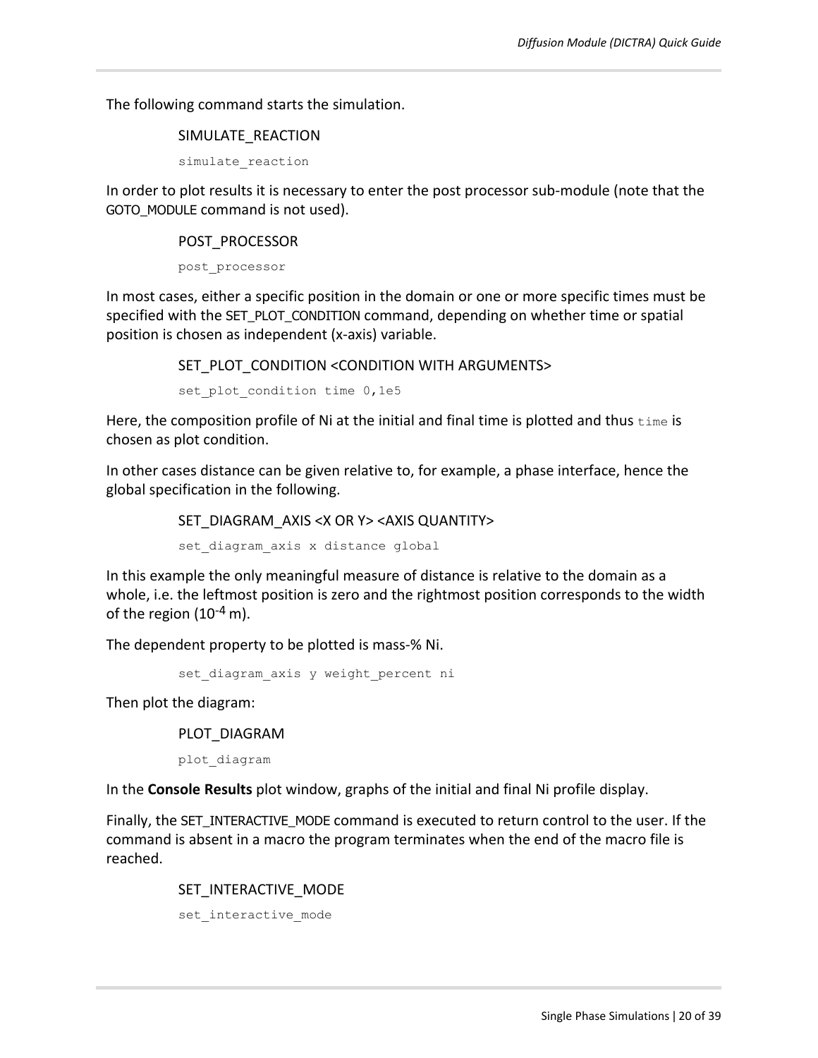The following command starts the simulation.

SIMULATE_REACTION

```
simulate_reaction
```

In order to plot results it is necessary to enter the post processor sub-module (note that the GOTO_MODULE command is not used).

POST_PROCESSOR

```
post_processor
```

In most cases, either a specific position in the domain or one or more specific times must be specified with the SET_PLOT_CONDITION command, depending on whether time or spatial position is chosen as independent (x-axis) variable.

SET_PLOT_CONDITION <CONDITION WITH ARGUMENTS>

```
set_plot_condition time 0,1e5
```

Here, the composition profile of Ni at the initial and final time is plotted and thus `time` is chosen as plot condition.

In other cases distance can be given relative to, for example, a phase interface, hence the global specification in the following.

SET_DIAGRAM_AXIS <X OR Y> <AXIS QUANTITY>

```
set_diagram_axis x distance global
```

In this example the only meaningful measure of distance is relative to the domain as a whole, i.e. the leftmost position is zero and the rightmost position corresponds to the width of the region ($10^{-4}$ m).

The dependent property to be plotted is mass-% Ni.

```
set_diagram_axis y weight_percent ni
```

Then plot the diagram:

PLOT_DIAGRAM

```
plot_diagram
```

In the **Console Results** plot window, graphs of the initial and final Ni profile display.

Finally, the SET_INTERACTIVE_MODE command is executed to return control to the user. If the command is absent in a macro the program terminates when the end of the macro file is reached.

SET_INTERACTIVE_MODE

```
set_interactive_mode
```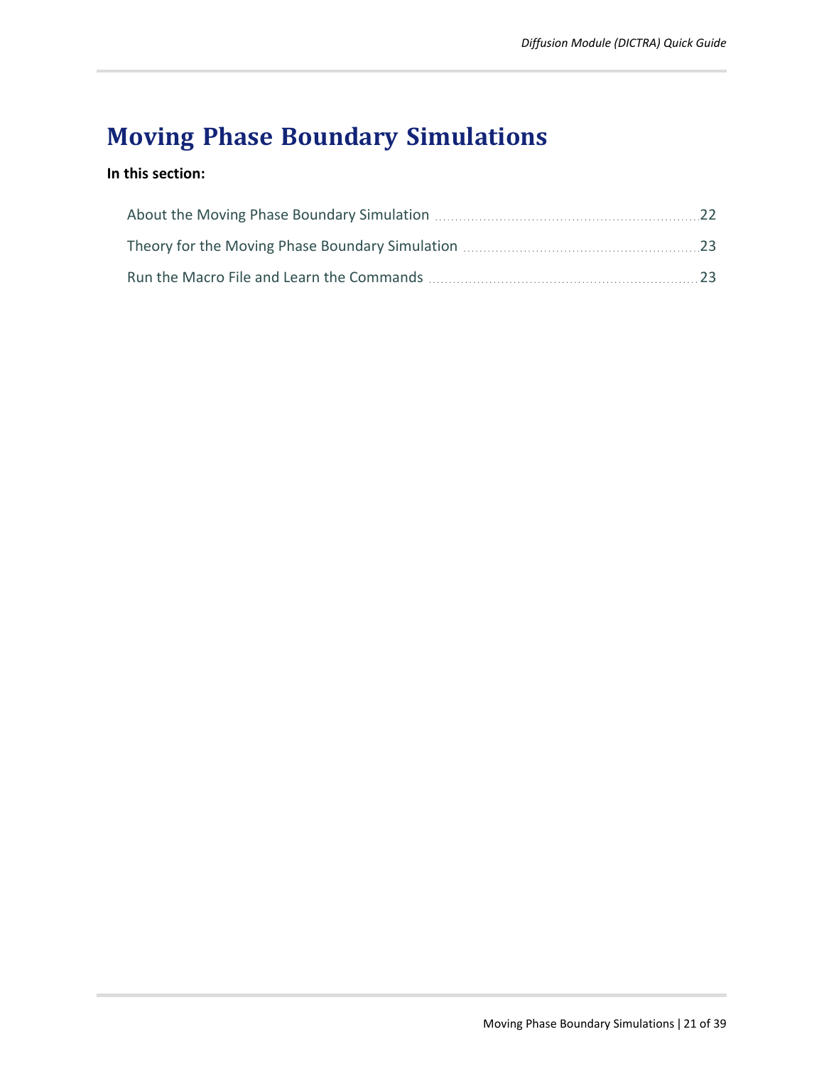# Moving Phase Boundary Simulations

**In this section:**

- About the Moving Phase Boundary Simulation ..... 22
- Theory for the Moving Phase Boundary Simulation ..... 23
- Run the Macro File and Learn the Commands ..... 23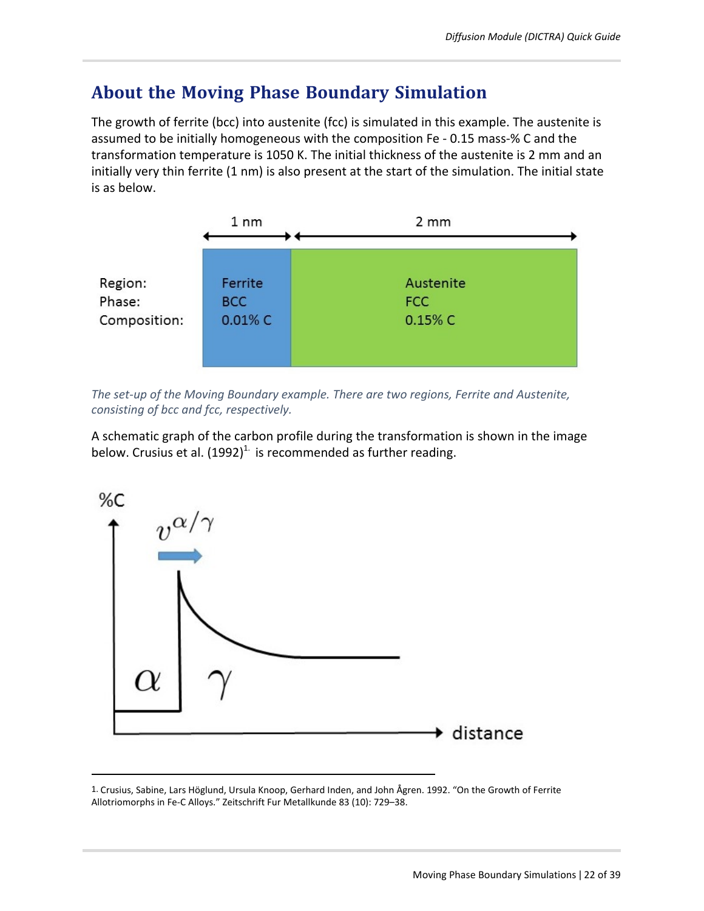## About the Moving Phase Boundary Simulation

The growth of ferrite (bcc) into austenite (fcc) is simulated in this example. The austenite is assumed to be initially homogeneous with the composition Fe - 0.15 mass-% C and the transformation temperature is 1050 K. The initial thickness of the austenite is 2 mm and an initially very thin ferrite (1 nm) is also present at the start of the simulation. The initial state is as below.

| | 1 nm | 2 mm |
|---|---|---|
| Region: | Ferrite | Austenite |
| Phase: | BCC | FCC |
| Composition: | 0.01% C | 0.15% C |

*The set-up of the Moving Boundary example. There are two regions, Ferrite and Austenite, consisting of bcc and fcc, respectively.*

A schematic graph of the carbon profile during the transformation is shown in the image below. Crusius et al. (1992)[1] is recommended as further reading.

---

1. Crusius, Sabine, Lars Höglund, Ursula Knoop, Gerhard Inden, and John Ågren. 1992. "On the Growth of Ferrite Allotriomorphs in Fe-C Alloys." Zeitschrift Fur Metallkunde 83 (10): 729–38.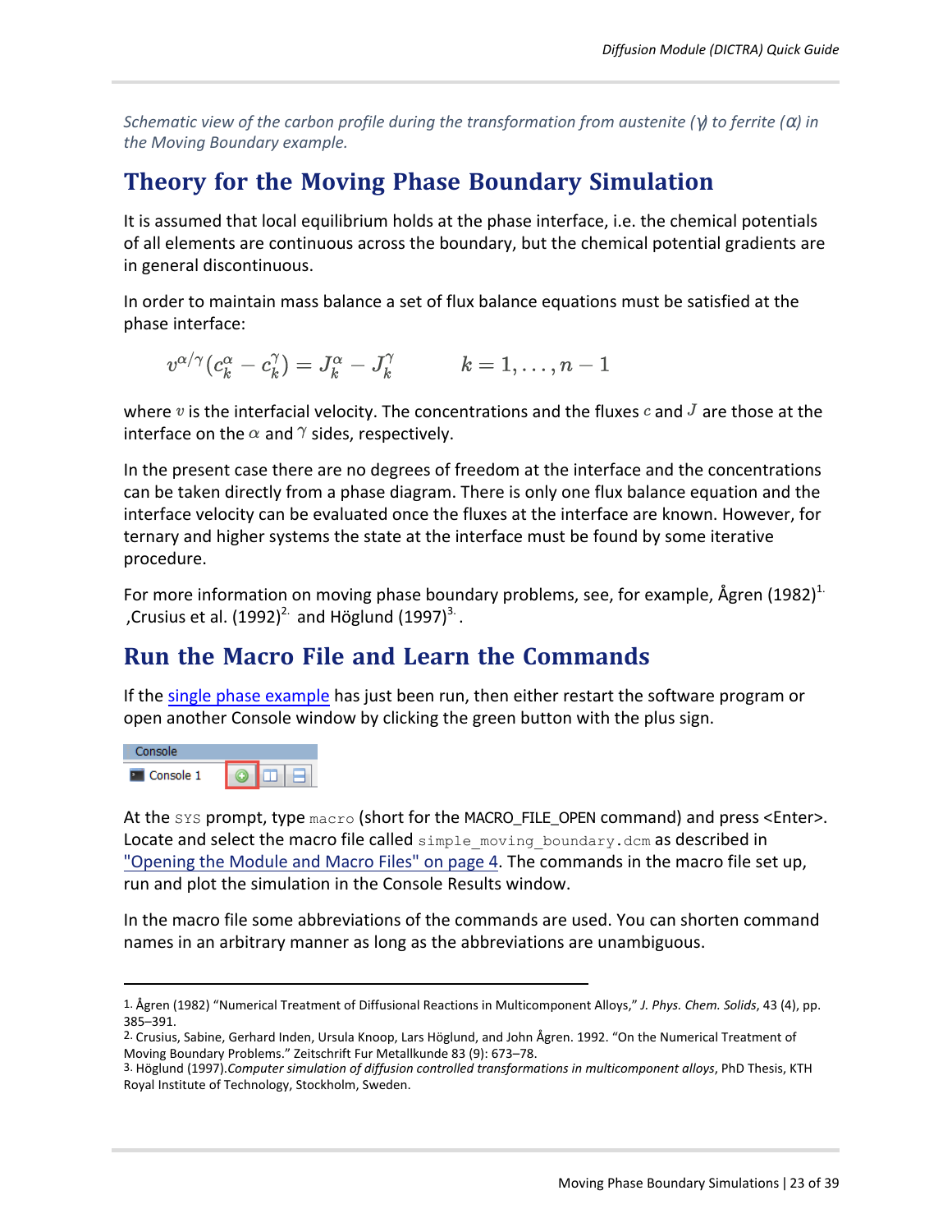*Schematic view of the carbon profile during the transformation from austenite (γ) to ferrite (α) in the Moving Boundary example.*

## Theory for the Moving Phase Boundary Simulation

It is assumed that local equilibrium holds at the phase interface, i.e. the chemical potentials of all elements are continuous across the boundary, but the chemical potential gradients are in general discontinuous.

In order to maintain mass balance a set of flux balance equations must be satisfied at the phase interface:

$$v^{\alpha/\gamma}(c_k^\alpha - c_k^\gamma) = J_k^\alpha - J_k^\gamma \qquad k = 1, \ldots, n-1$$

where $v$ is the interfacial velocity. The concentrations and the fluxes $c$ and $J$ are those at the interface on the $\alpha$ and $\gamma$ sides, respectively.

In the present case there are no degrees of freedom at the interface and the concentrations can be taken directly from a phase diagram. There is only one flux balance equation and the interface velocity can be evaluated once the fluxes at the interface are known. However, for ternary and higher systems the state at the interface must be found by some iterative procedure.

For more information on moving phase boundary problems, see, for example, Ågren (1982)[1.] ,Crusius et al. (1992)[2.] and Höglund (1997)[3.] .

## Run the Macro File and Learn the Commands

If the single phase example has just been run, then either restart the software program or open another Console window by clicking the green button with the plus sign.

Console

Console 1

At the `SYS` prompt, type `macro` (short for the MACRO_FILE_OPEN command) and press <Enter>. Locate and select the macro file called `simple_moving_boundary.dcm` as described in "Opening the Module and Macro Files" on page 4. The commands in the macro file set up, run and plot the simulation in the Console Results window.

In the macro file some abbreviations of the commands are used. You can shorten command names in an arbitrary manner as long as the abbreviations are unambiguous.

---

1. Ågren (1982) "Numerical Treatment of Diffusional Reactions in Multicomponent Alloys," *J. Phys. Chem. Solids*, 43 (4), pp. 385–391.

2. Crusius, Sabine, Gerhard Inden, Ursula Knoop, Lars Höglund, and John Ågren. 1992. "On the Numerical Treatment of Moving Boundary Problems." Zeitschrift Fur Metallkunde 83 (9): 673–78.

3. Höglund (1997).*Computer simulation of diffusion controlled transformations in multicomponent alloys*, PhD Thesis, KTH Royal Institute of Technology, Stockholm, Sweden.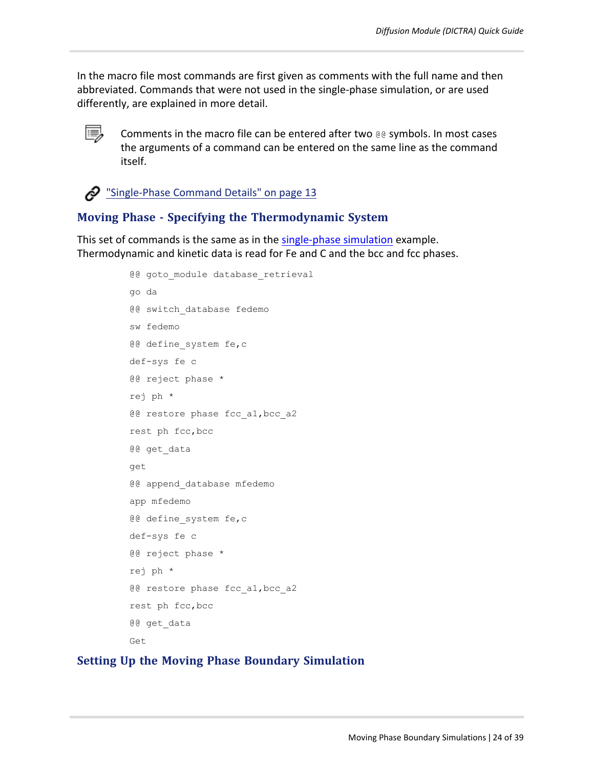In the macro file most commands are first given as comments with the full name and then abbreviated. Commands that were not used in the single-phase simulation, or are used differently, are explained in more detail.

Comments in the macro file can be entered after two @@ symbols. In most cases the arguments of a command can be entered on the same line as the command itself.

"Single-Phase Command Details" on page 13

## Moving Phase - Specifying the Thermodynamic System

This set of commands is the same as in the single-phase simulation example. Thermodynamic and kinetic data is read for Fe and C and the bcc and fcc phases.

```
@@ goto_module database_retrieval
go da
@@ switch_database fedemo
sw fedemo
@@ define_system fe,c
def-sys fe c
@@ reject phase *
rej ph *
@@ restore phase fcc_a1,bcc_a2
rest ph fcc,bcc
@@ get_data
get
@@ append_database mfedemo
app mfedemo
@@ define_system fe,c
def-sys fe c
@@ reject phase *
rej ph *
@@ restore phase fcc_a1,bcc_a2
rest ph fcc,bcc
@@ get_data
Get
```

## Setting Up the Moving Phase Boundary Simulation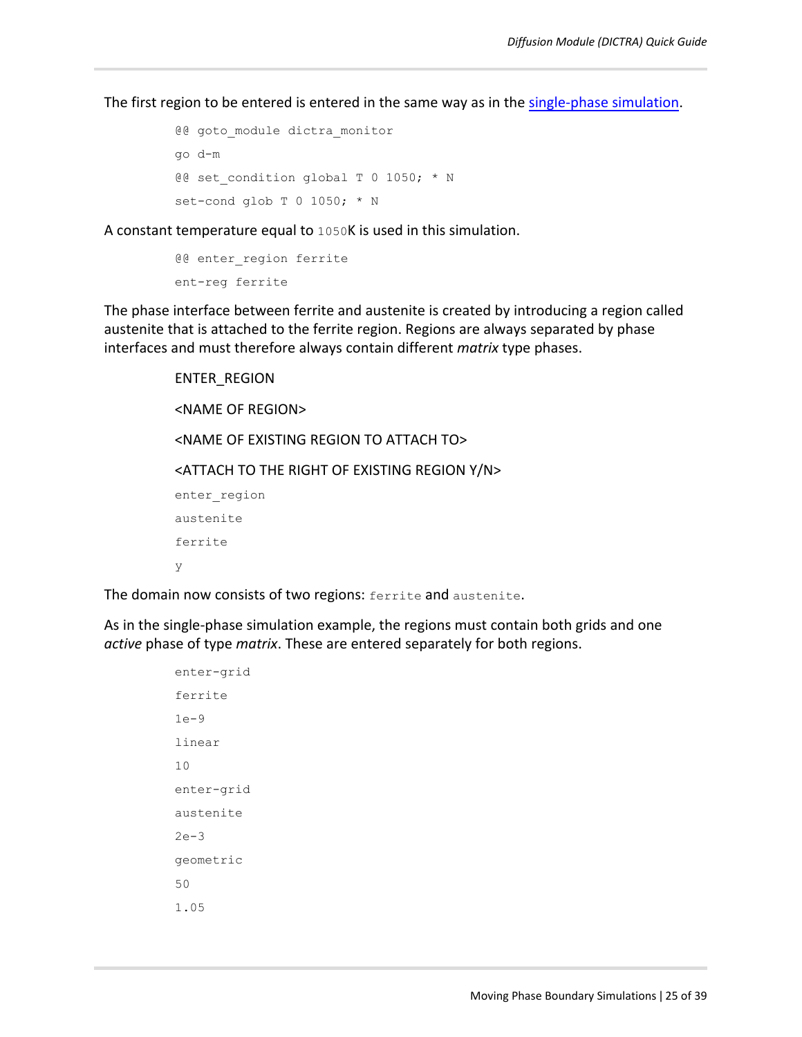The first region to be entered is entered in the same way as in the single-phase simulation.

```
@@ goto_module dictra_monitor
go d-m
@@ set_condition global T 0 1050; * N
set-cond glob T 0 1050; * N
```

A constant temperature equal to `1050`K is used in this simulation.

```
@@ enter_region ferrite
ent-reg ferrite
```

The phase interface between ferrite and austenite is created by introducing a region called austenite that is attached to the ferrite region. Regions are always separated by phase interfaces and must therefore always contain different *matrix* type phases.

ENTER_REGION

<NAME OF REGION>

<NAME OF EXISTING REGION TO ATTACH TO>

<ATTACH TO THE RIGHT OF EXISTING REGION Y/N>

```
enter_region
austenite
ferrite
y
```

The domain now consists of two regions: `ferrite` and `austenite`.

As in the single-phase simulation example, the regions must contain both grids and one *active* phase of type *matrix*. These are entered separately for both regions.

```
enter-grid
ferrite
1e-9
linear
10
enter-grid
austenite
2e-3
geometric
50
1.05
```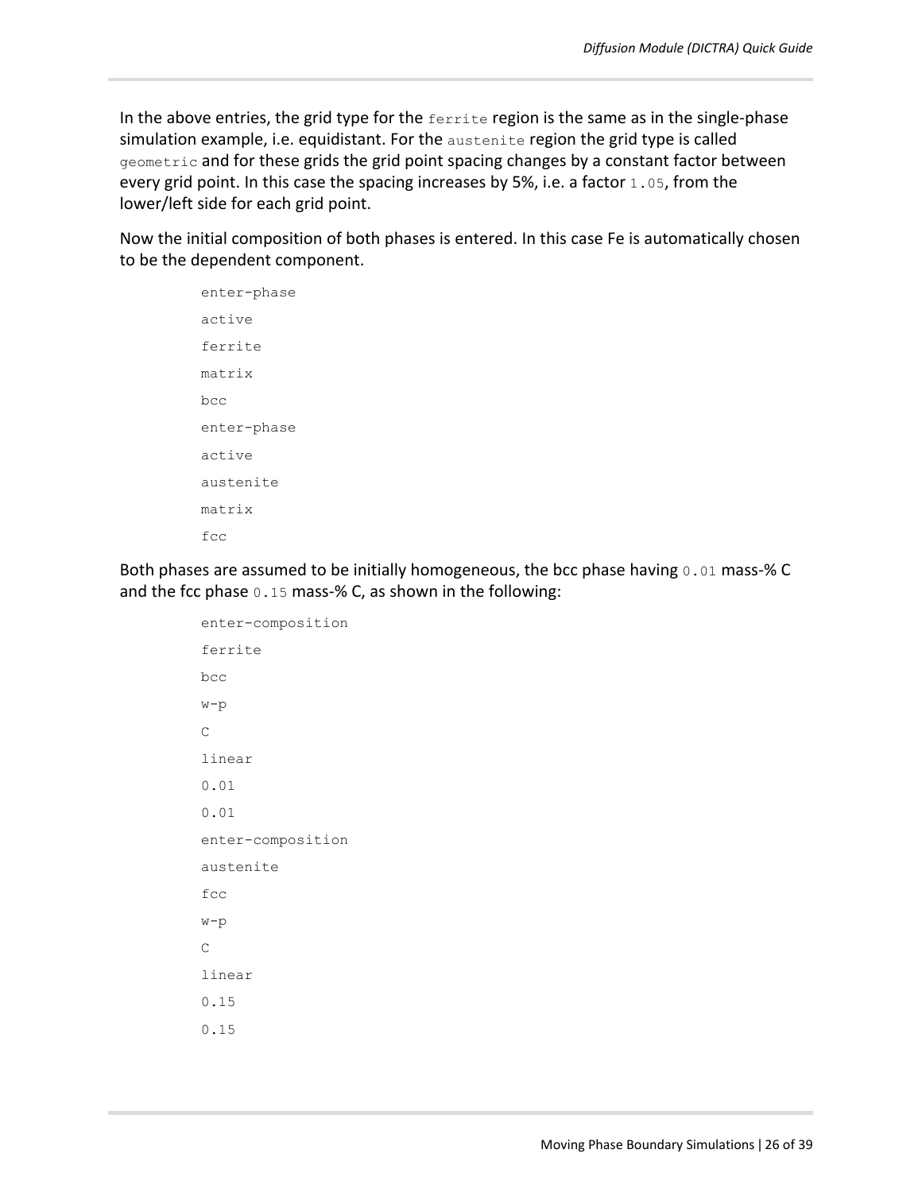In the above entries, the grid type for the `ferrite` region is the same as in the single-phase simulation example, i.e. equidistant. For the `austenite` region the grid type is called `geometric` and for these grids the grid point spacing changes by a constant factor between every grid point. In this case the spacing increases by 5%, i.e. a factor `1.05`, from the lower/left side for each grid point.

Now the initial composition of both phases is entered. In this case Fe is automatically chosen to be the dependent component.

```
enter-phase
active
ferrite
matrix
bcc
enter-phase
active
austenite
matrix
fcc
```

Both phases are assumed to be initially homogeneous, the bcc phase having `0.01` mass-% C and the fcc phase `0.15` mass-% C, as shown in the following:

```
enter-composition
ferrite
bcc
w-p
C
linear
0.01
0.01
enter-composition
austenite
fcc
w-p
C
linear
0.15
0.15
```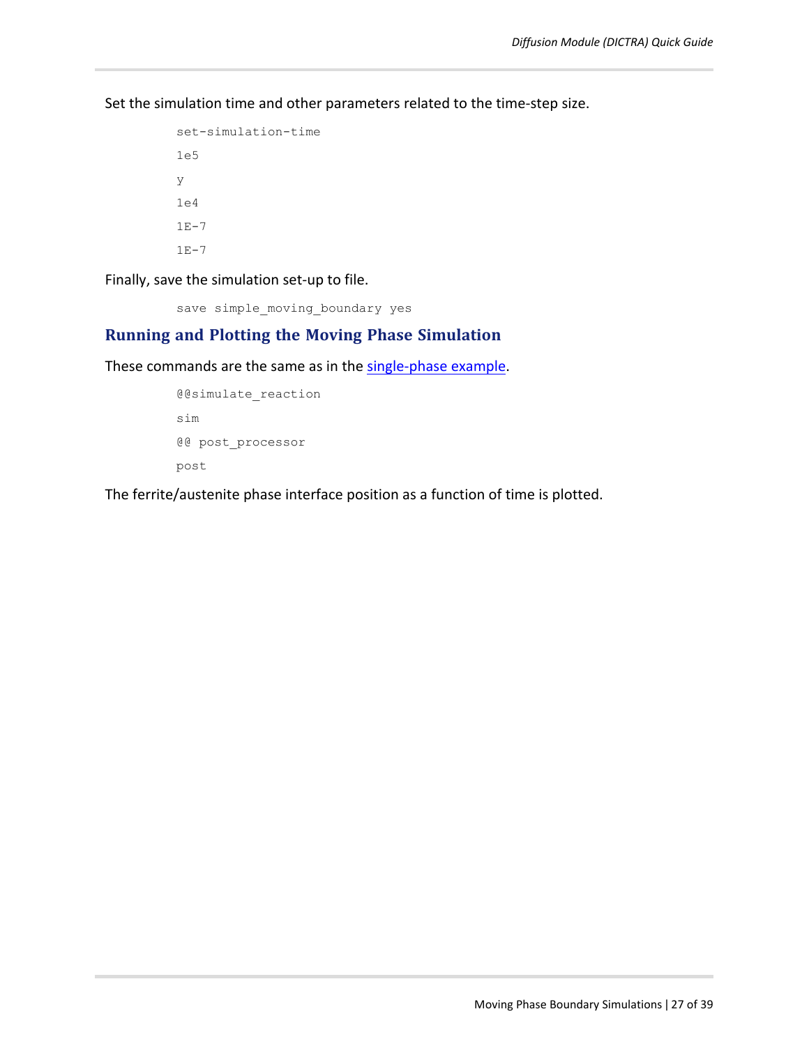Set the simulation time and other parameters related to the time-step size.

```
set-simulation-time

1e5

y

1e4

1E-7

1E-7
```

Finally, save the simulation set-up to file.

```
save simple_moving_boundary yes
```

## Running and Plotting the Moving Phase Simulation

These commands are the same as in the single-phase example.

```
@@simulate_reaction

sim

@@ post_processor

post
```

The ferrite/austenite phase interface position as a function of time is plotted.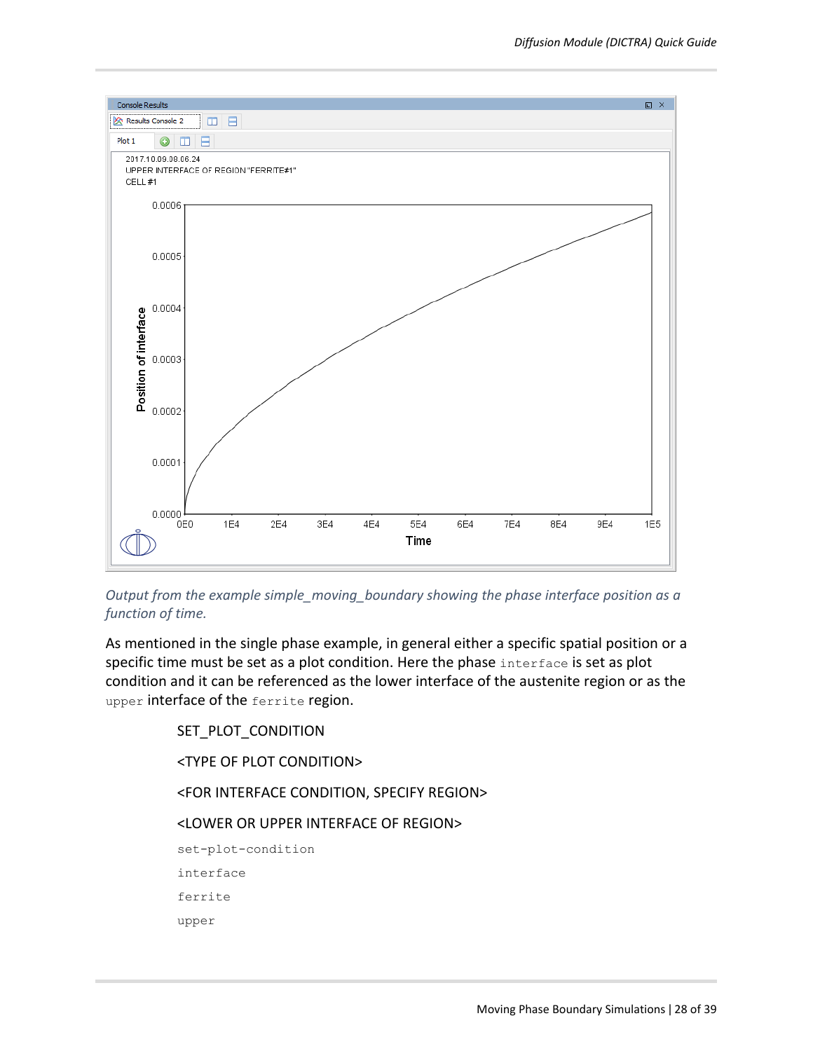*Output from the example simple_moving_boundary showing the phase interface position as a function of time.*

As mentioned in the single phase example, in general either a specific spatial position or a specific time must be set as a plot condition. Here the phase `interface` is set as plot condition and it can be referenced as the lower interface of the austenite region or as the `upper` interface of the `ferrite` region.

SET_PLOT_CONDITION

<TYPE OF PLOT CONDITION>

<FOR INTERFACE CONDITION, SPECIFY REGION>

<LOWER OR UPPER INTERFACE OF REGION>

```
set-plot-condition
interface
ferrite
upper
```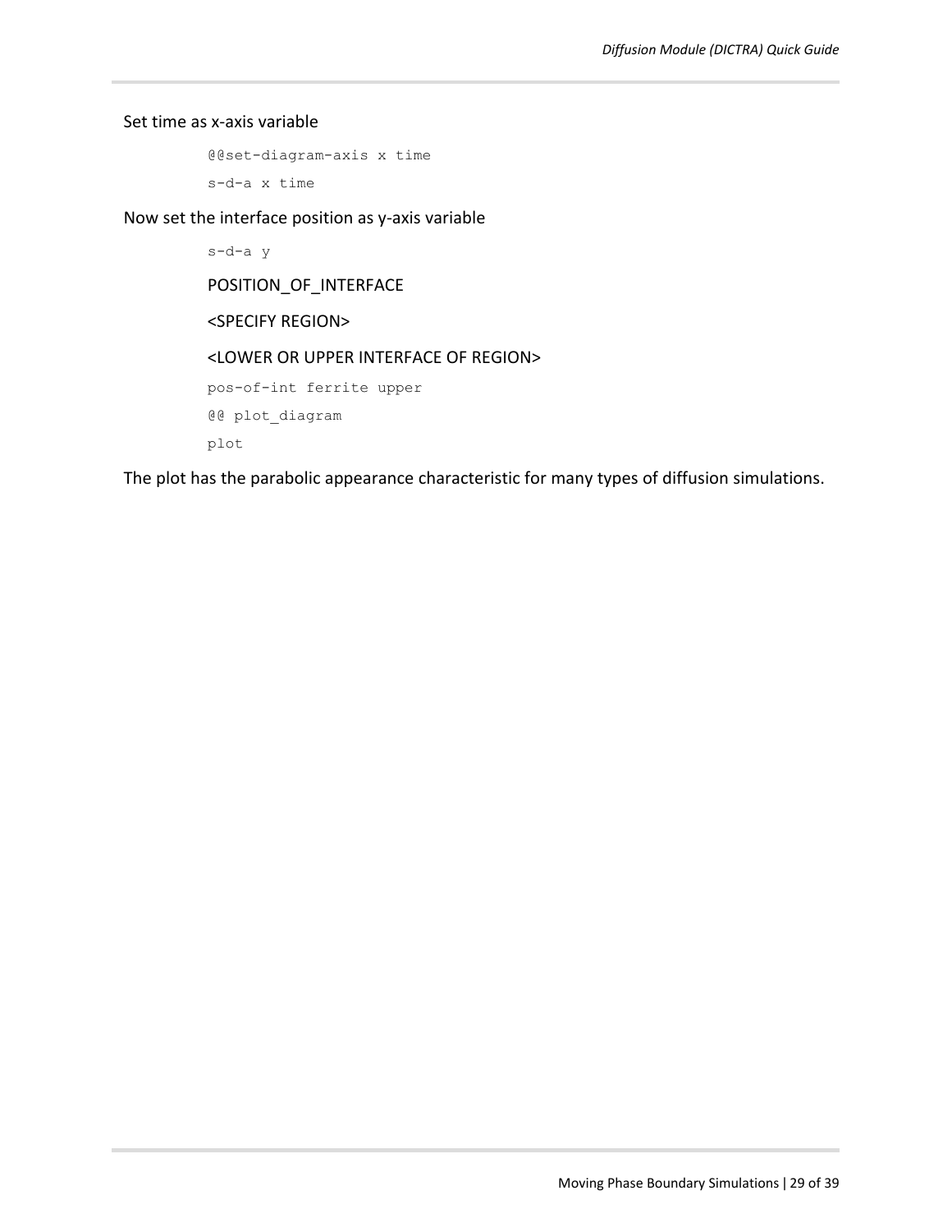Set time as x-axis variable

```
@@set-diagram-axis x time
s-d-a x time
```

Now set the interface position as y-axis variable

```
s-d-a y
```

POSITION_OF_INTERFACE

<SPECIFY REGION>

<LOWER OR UPPER INTERFACE OF REGION>

```
pos-of-int ferrite upper
@@ plot_diagram
plot
```

The plot has the parabolic appearance characteristic for many types of diffusion simulations.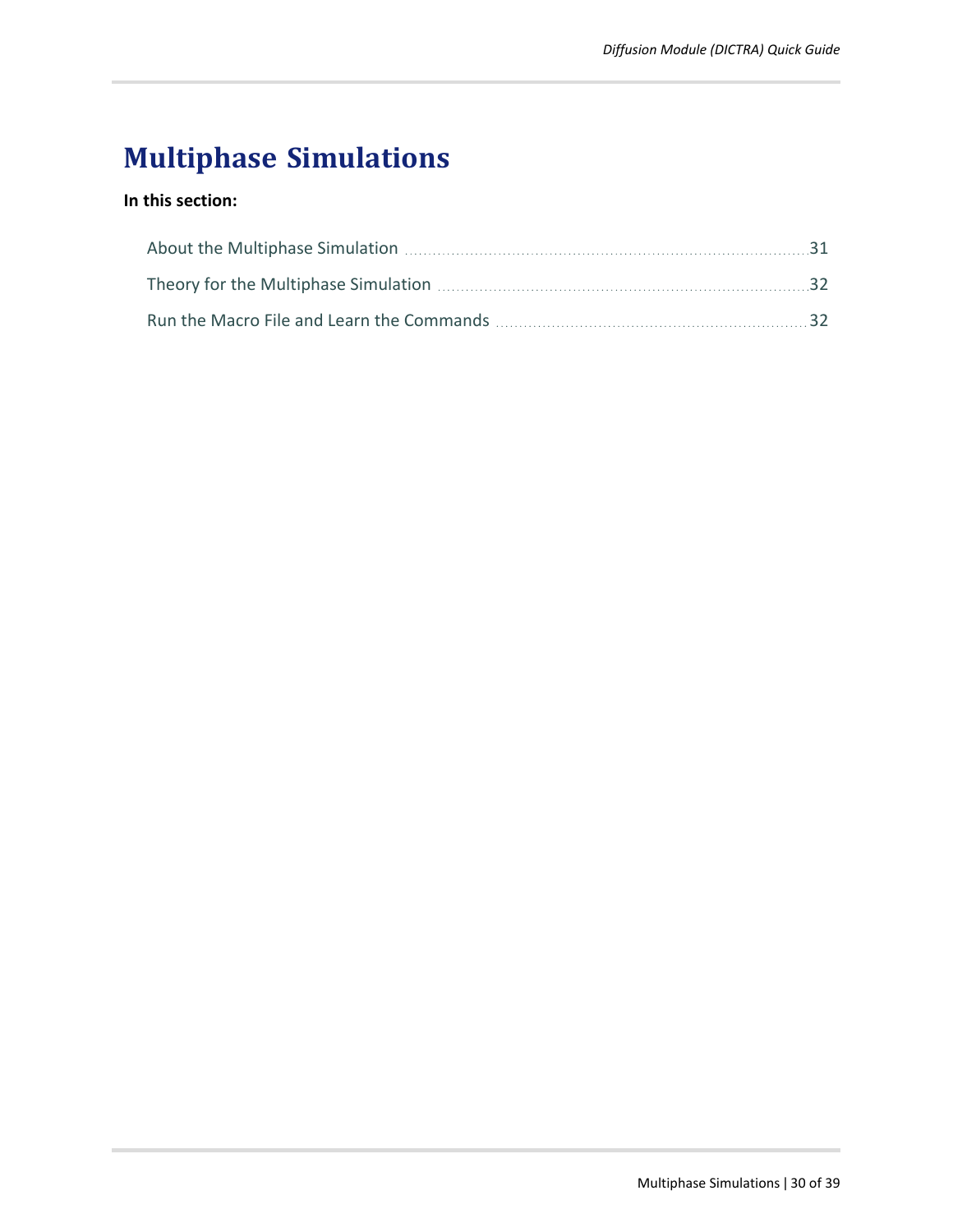# Multiphase Simulations

**In this section:**

- About the Multiphase Simulation ........ 31
- Theory for the Multiphase Simulation ........ 32
- Run the Macro File and Learn the Commands ........ 32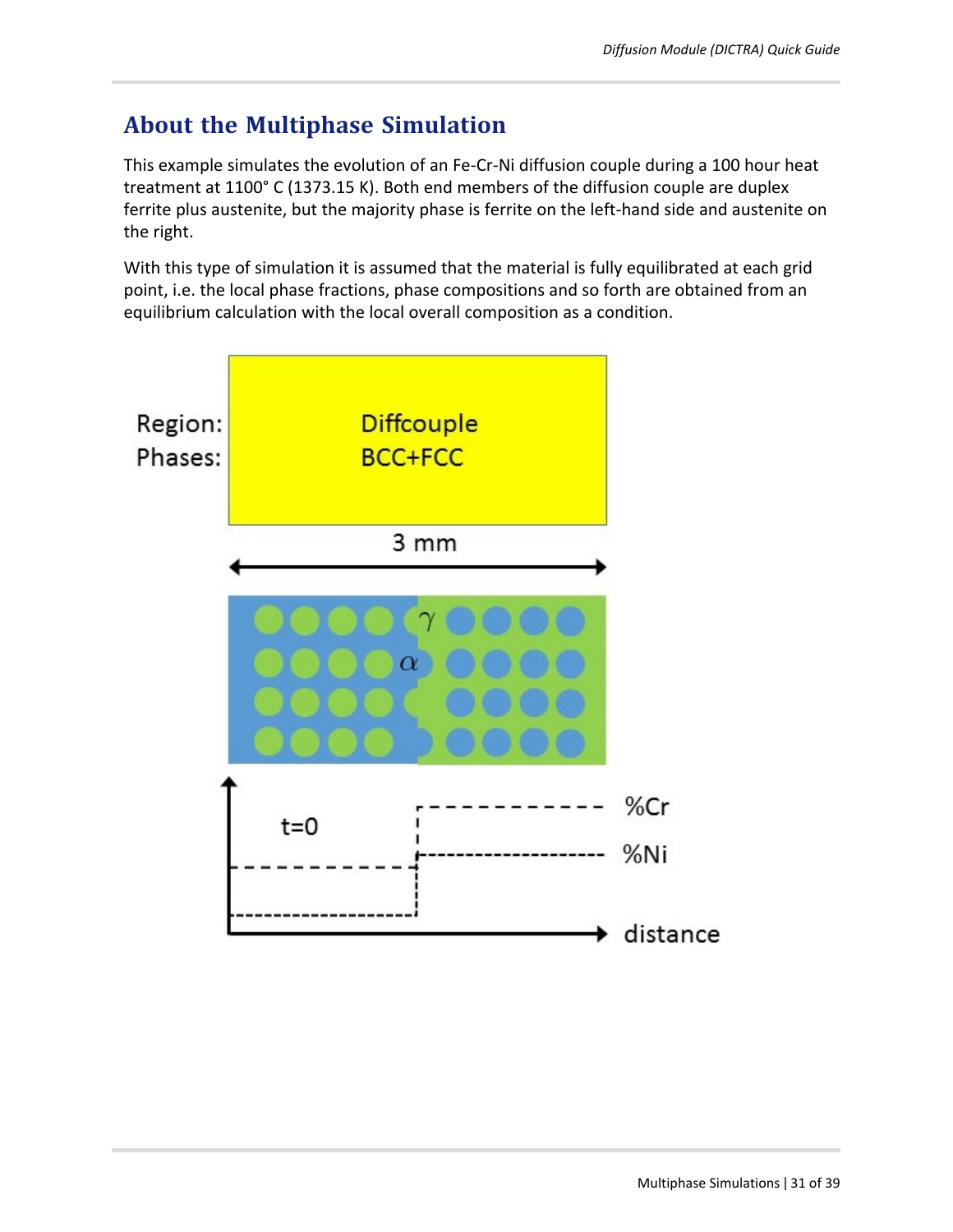## About the Multiphase Simulation

This example simulates the evolution of an Fe-Cr-Ni diffusion couple during a 100 hour heat treatment at 1100° C (1373.15 K). Both end members of the diffusion couple are duplex ferrite plus austenite, but the majority phase is ferrite on the left-hand side and austenite on the right.

With this type of simulation it is assumed that the material is fully equilibrated at each grid point, i.e. the local phase fractions, phase compositions and so forth are obtained from an equilibrium calculation with the local overall composition as a condition.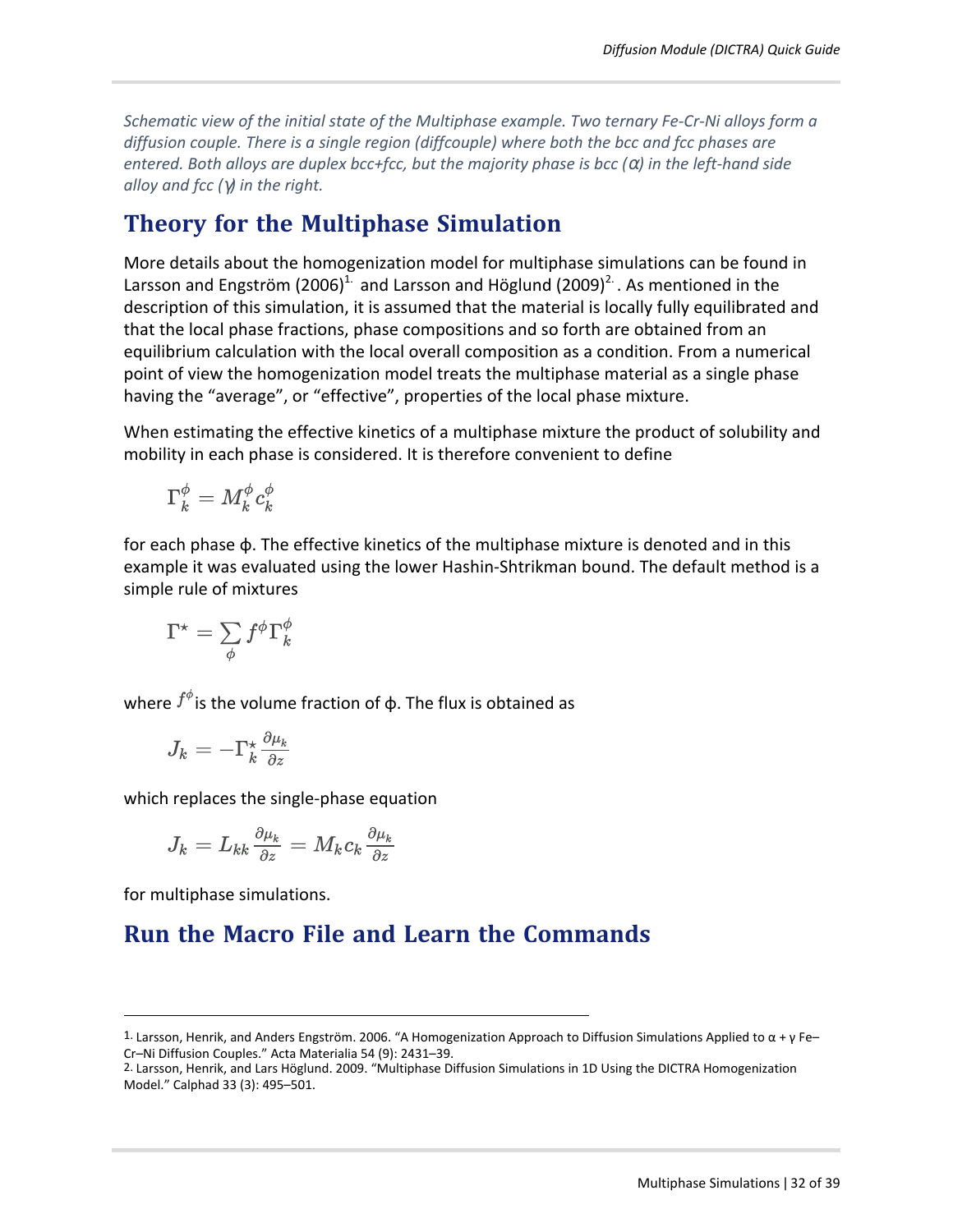*Schematic view of the initial state of the Multiphase example. Two ternary Fe-Cr-Ni alloys form a diffusion couple. There is a single region (diffcouple) where both the bcc and fcc phases are entered. Both alloys are duplex bcc+fcc, but the majority phase is bcc (α) in the left-hand side alloy and fcc (γ) in the right.*

## Theory for the Multiphase Simulation

More details about the homogenization model for multiphase simulations can be found in Larsson and Engström (2006)[1.] and Larsson and Höglund (2009)[2.]. As mentioned in the description of this simulation, it is assumed that the material is locally fully equilibrated and that the local phase fractions, phase compositions and so forth are obtained from an equilibrium calculation with the local overall composition as a condition. From a numerical point of view the homogenization model treats the multiphase material as a single phase having the "average", or "effective", properties of the local phase mixture.

When estimating the effective kinetics of a multiphase mixture the product of solubility and mobility in each phase is considered. It is therefore convenient to define

$$\Gamma_k^{\phi} = M_k^{\phi} c_k^{\phi}$$

for each phase ϕ. The effective kinetics of the multiphase mixture is denoted and in this example it was evaluated using the lower Hashin-Shtrikman bound. The default method is a simple rule of mixtures

$$\Gamma^{\star} = \sum_{\phi} f^{\phi} \Gamma_k^{\phi}$$

where $f^{\phi}$ is the volume fraction of ϕ. The flux is obtained as

$$J_k = -\Gamma_k^{\star} \frac{\partial \mu_k}{\partial z}$$

which replaces the single-phase equation

$$J_k = L_{kk} \frac{\partial \mu_k}{\partial z} = M_k c_k \frac{\partial \mu_k}{\partial z}$$

for multiphase simulations.

## Run the Macro File and Learn the Commands

---

1. Larsson, Henrik, and Anders Engström. 2006. "A Homogenization Approach to Diffusion Simulations Applied to α + γ Fe–Cr–Ni Diffusion Couples." Acta Materialia 54 (9): 2431–39.

2. Larsson, Henrik, and Lars Höglund. 2009. "Multiphase Diffusion Simulations in 1D Using the DICTRA Homogenization Model." Calphad 33 (3): 495–501.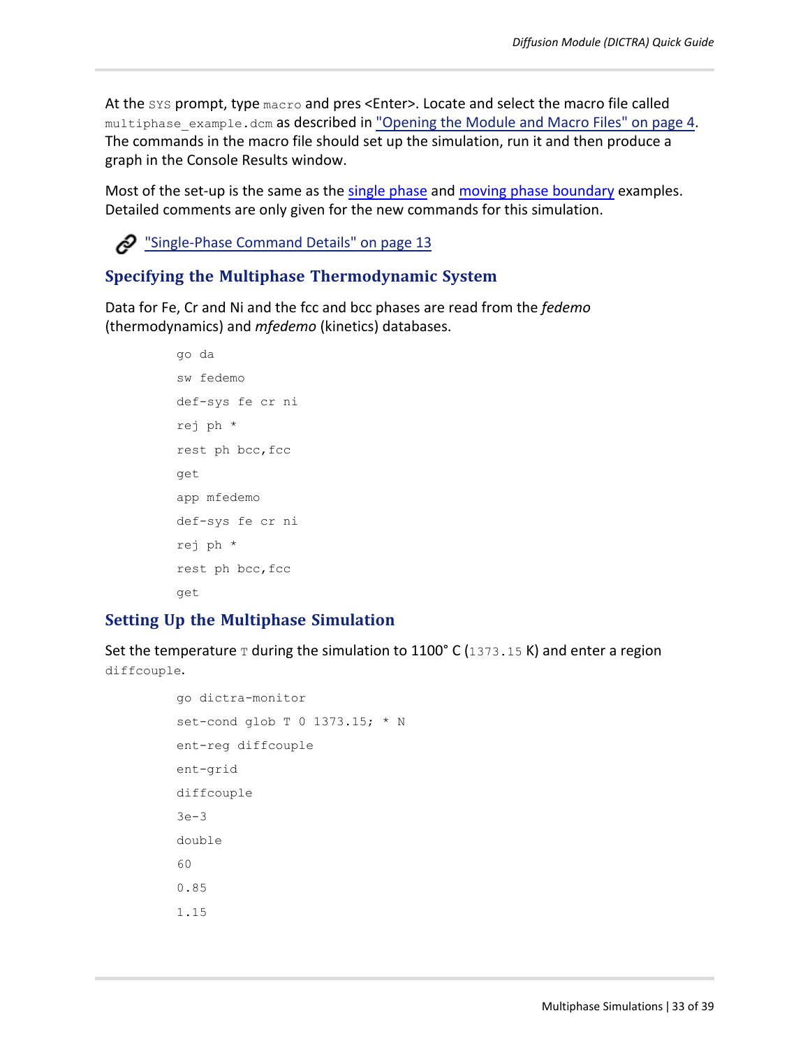At the `SYS` prompt, type `macro` and pres <Enter>. Locate and select the macro file called `multiphase_example.dcm` as described in "Opening the Module and Macro Files" on page 4. The commands in the macro file should set up the simulation, run it and then produce a graph in the Console Results window.

Most of the set-up is the same as the single phase and moving phase boundary examples. Detailed comments are only given for the new commands for this simulation.

"Single-Phase Command Details" on page 13

## Specifying the Multiphase Thermodynamic System

Data for Fe, Cr and Ni and the fcc and bcc phases are read from the *fedemo* (thermodynamics) and *mfedemo* (kinetics) databases.

```
go da
sw fedemo
def-sys fe cr ni
rej ph *
rest ph bcc,fcc
get
app mfedemo
def-sys fe cr ni
rej ph *
rest ph bcc,fcc
get
```

## Setting Up the Multiphase Simulation

Set the temperature `T` during the simulation to 1100° C (`1373.15` K) and enter a region `diffcouple`.

```
go dictra-monitor
set-cond glob T 0 1373.15; * N
ent-reg diffcouple
ent-grid
diffcouple
3e-3
double
60
0.85
1.15
```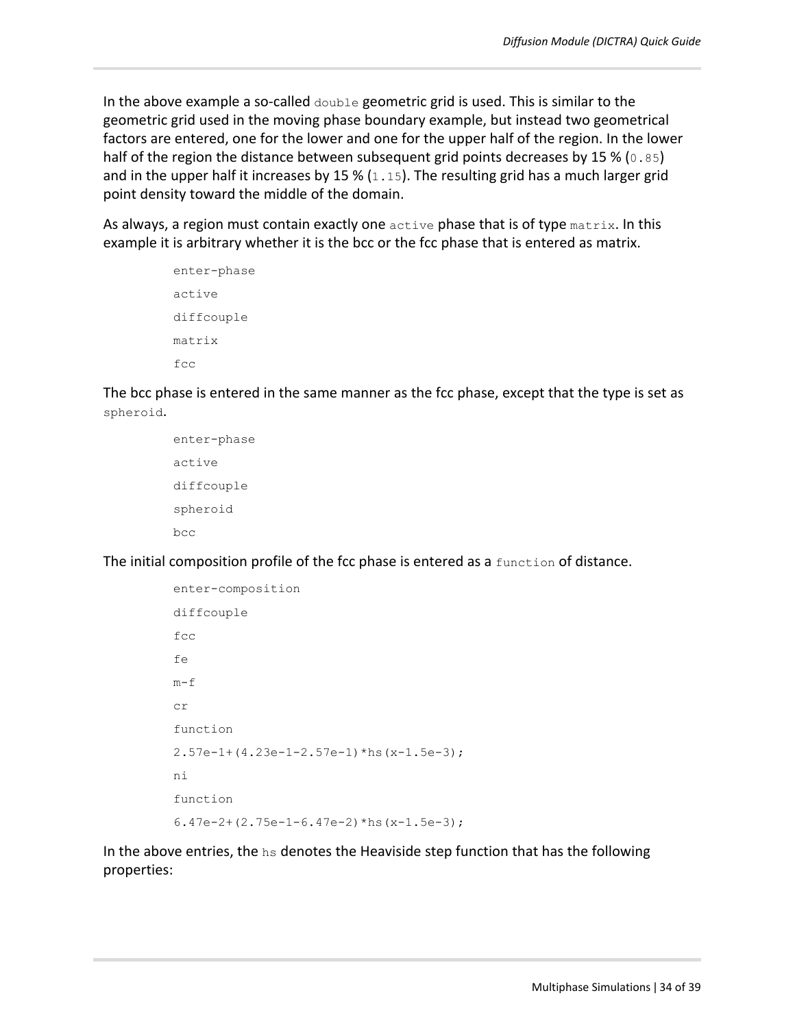In the above example a so-called `double` geometric grid is used. This is similar to the geometric grid used in the moving phase boundary example, but instead two geometrical factors are entered, one for the lower and one for the upper half of the region. In the lower half of the region the distance between subsequent grid points decreases by 15 % (`0.85`) and in the upper half it increases by 15 % (`1.15`). The resulting grid has a much larger grid point density toward the middle of the domain.

As always, a region must contain exactly one `active` phase that is of type `matrix`. In this example it is arbitrary whether it is the bcc or the fcc phase that is entered as matrix.

```
enter-phase
active
diffcouple
matrix
fcc
```

The bcc phase is entered in the same manner as the fcc phase, except that the type is set as `spheroid`.

```
enter-phase
active
diffcouple
spheroid
bcc
```

The initial composition profile of the fcc phase is entered as a `function` of distance.

```
enter-composition
diffcouple
fcc
fe
m-f
cr
function
2.57e-1+(4.23e-1-2.57e-1)*hs(x-1.5e-3);
ni
function
6.47e-2+(2.75e-1-6.47e-2)*hs(x-1.5e-3);
```

In the above entries, the `hs` denotes the Heaviside step function that has the following properties: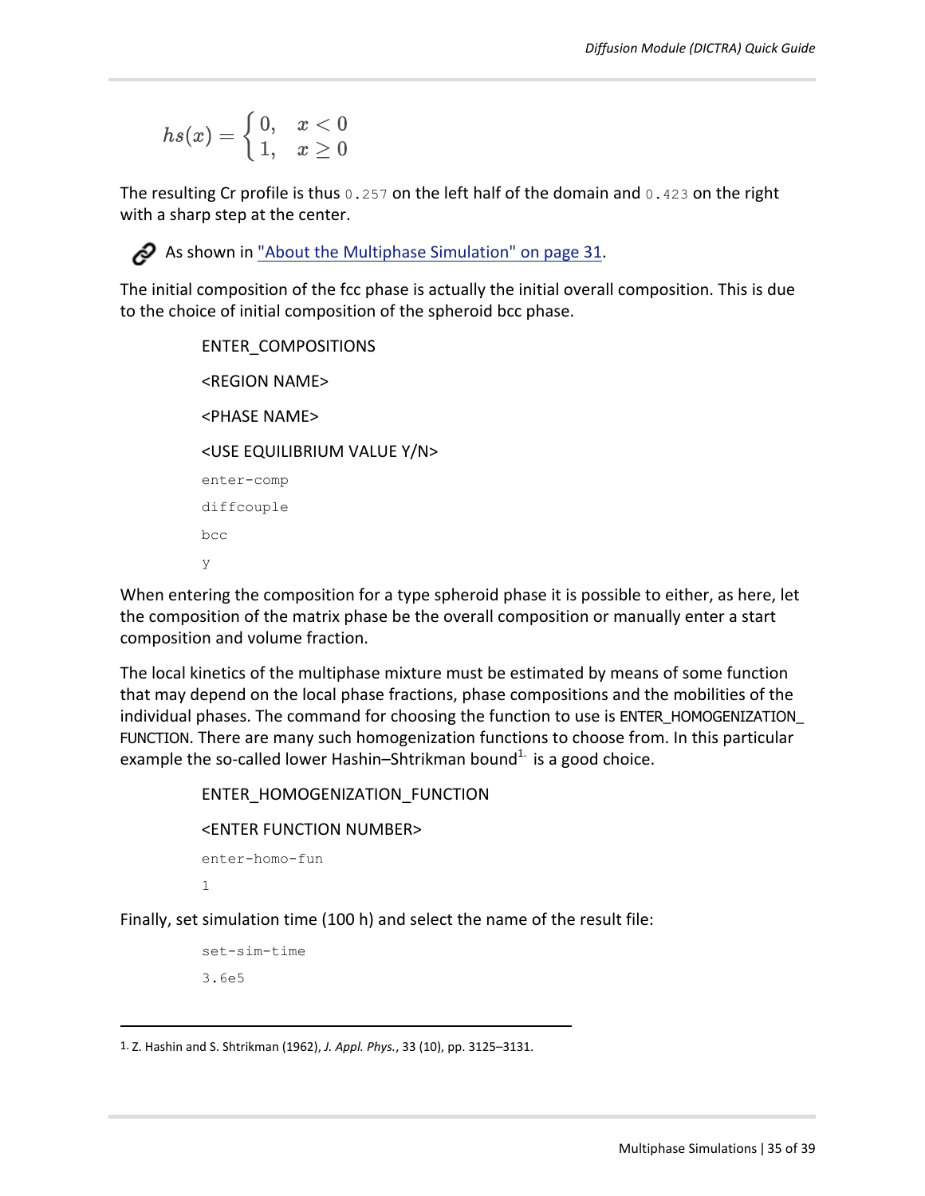$$hs(x) = \begin{cases} 0, & x < 0 \\ 1, & x \geq 0 \end{cases}$$

The resulting Cr profile is thus `0.257` on the left half of the domain and `0.423` on the right with a sharp step at the center.

As shown in "About the Multiphase Simulation" on page 31.

The initial composition of the fcc phase is actually the initial overall composition. This is due to the choice of initial composition of the spheroid bcc phase.

ENTER_COMPOSITIONS

<REGION NAME>

<PHASE NAME>

<USE EQUILIBRIUM VALUE Y/N>

```
enter-comp
diffcouple
bcc
y
```

When entering the composition for a type spheroid phase it is possible to either, as here, let the composition of the matrix phase be the overall composition or manually enter a start composition and volume fraction.

The local kinetics of the multiphase mixture must be estimated by means of some function that may depend on the local phase fractions, phase compositions and the mobilities of the individual phases. The command for choosing the function to use is ENTER_HOMOGENIZATION_FUNCTION. There are many such homogenization functions to choose from. In this particular example the so-called lower Hashin–Shtrikman bound[1] is a good choice.

ENTER_HOMOGENIZATION_FUNCTION

<ENTER FUNCTION NUMBER>

```
enter-homo-fun
1
```

Finally, set simulation time (100 h) and select the name of the result file:

```
set-sim-time
3.6e5
```

---

1. Z. Hashin and S. Shtrikman (1962), *J. Appl. Phys.*, 33 (10), pp. 3125–3131.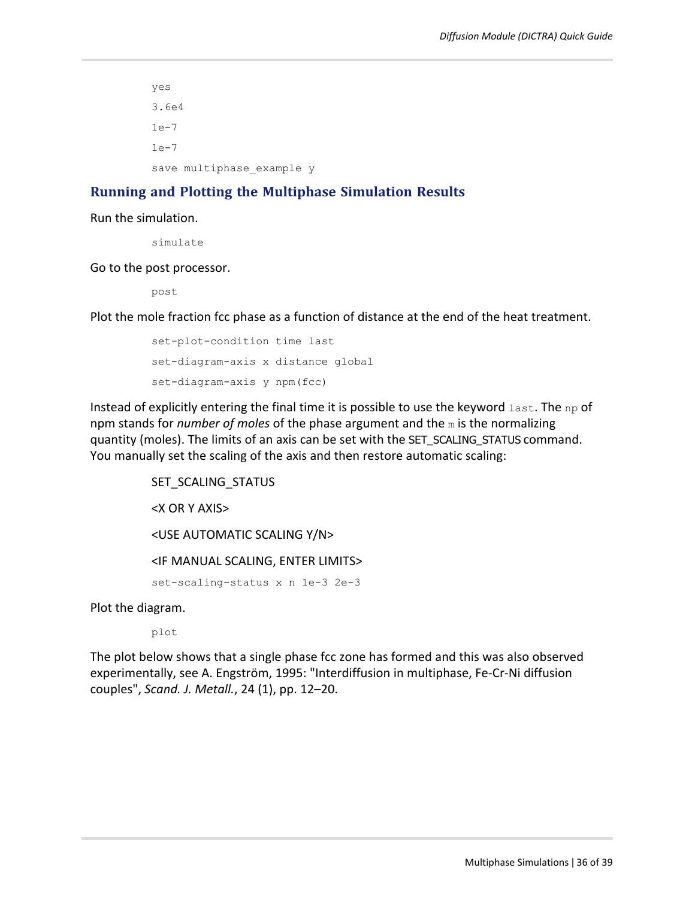```
yes
3.6e4
1e-7
1e-7
save multiphase_example y
```

## Running and Plotting the Multiphase Simulation Results

Run the simulation.

```
simulate
```

Go to the post processor.

```
post
```

Plot the mole fraction fcc phase as a function of distance at the end of the heat treatment.

```
set-plot-condition time last
set-diagram-axis x distance global
set-diagram-axis y npm(fcc)
```

Instead of explicitly entering the final time it is possible to use the keyword `last`. The `np` of npm stands for *number of moles* of the phase argument and the `m` is the normalizing quantity (moles). The limits of an axis can be set with the SET_SCALING_STATUS command. You manually set the scaling of the axis and then restore automatic scaling:

SET_SCALING_STATUS

<X OR Y AXIS>

<USE AUTOMATIC SCALING Y/N>

<IF MANUAL SCALING, ENTER LIMITS>

```
set-scaling-status x n 1e-3 2e-3
```

Plot the diagram.

```
plot
```

The plot below shows that a single phase fcc zone has formed and this was also observed experimentally, see A. Engström, 1995: "Interdiffusion in multiphase, Fe-Cr-Ni diffusion couples", *Scand. J. Metall.*, 24 (1), pp. 12–20.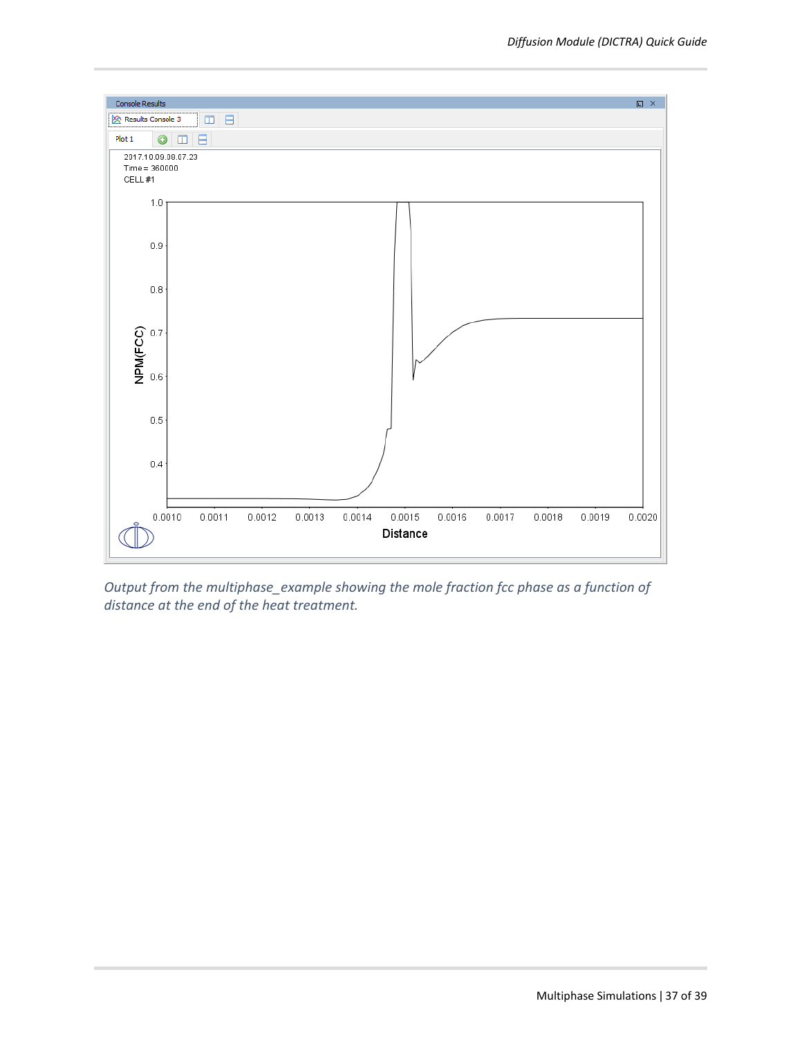*Output from the multiphase_example showing the mole fraction fcc phase as a function of distance at the end of the heat treatment.*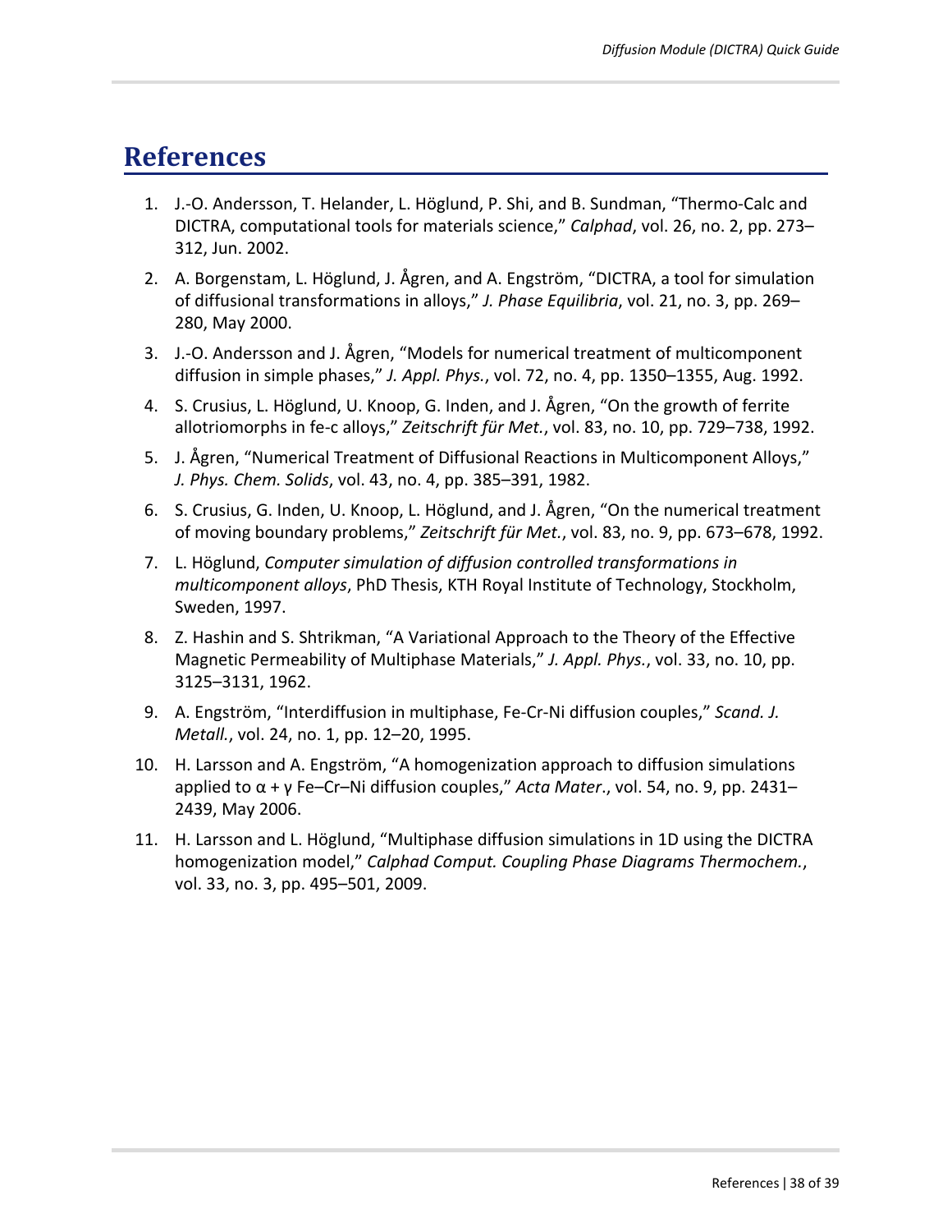# References

1. J.-O. Andersson, T. Helander, L. Höglund, P. Shi, and B. Sundman, “Thermo-Calc and DICTRA, computational tools for materials science,” *Calphad*, vol. 26, no. 2, pp. 273–312, Jun. 2002.
2. A. Borgenstam, L. Höglund, J. Ågren, and A. Engström, “DICTRA, a tool for simulation of diffusional transformations in alloys,” *J. Phase Equilibria*, vol. 21, no. 3, pp. 269–280, May 2000.
3. J.-O. Andersson and J. Ågren, “Models for numerical treatment of multicomponent diffusion in simple phases,” *J. Appl. Phys.*, vol. 72, no. 4, pp. 1350–1355, Aug. 1992.
4. S. Crusius, L. Höglund, U. Knoop, G. Inden, and J. Ågren, “On the growth of ferrite allotriomorphs in fe-c alloys,” *Zeitschrift für Met.*, vol. 83, no. 10, pp. 729–738, 1992.
5. J. Ågren, “Numerical Treatment of Diffusional Reactions in Multicomponent Alloys,” *J. Phys. Chem. Solids*, vol. 43, no. 4, pp. 385–391, 1982.
6. S. Crusius, G. Inden, U. Knoop, L. Höglund, and J. Ågren, “On the numerical treatment of moving boundary problems,” *Zeitschrift für Met.*, vol. 83, no. 9, pp. 673–678, 1992.
7. L. Höglund, *Computer simulation of diffusion controlled transformations in multicomponent alloys*, PhD Thesis, KTH Royal Institute of Technology, Stockholm, Sweden, 1997.
8. Z. Hashin and S. Shtrikman, “A Variational Approach to the Theory of the Effective Magnetic Permeability of Multiphase Materials,” *J. Appl. Phys.*, vol. 33, no. 10, pp. 3125–3131, 1962.
9. A. Engström, “Interdiffusion in multiphase, Fe-Cr-Ni diffusion couples,” *Scand. J. Metall.*, vol. 24, no. 1, pp. 12–20, 1995.
10. H. Larsson and A. Engström, “A homogenization approach to diffusion simulations applied to α + γ Fe–Cr–Ni diffusion couples,” *Acta Mater.*, vol. 54, no. 9, pp. 2431–2439, May 2006.
11. H. Larsson and L. Höglund, “Multiphase diffusion simulations in 1D using the DICTRA homogenization model,” *Calphad Comput. Coupling Phase Diagrams Thermochem.*, vol. 33, no. 3, pp. 495–501, 2009.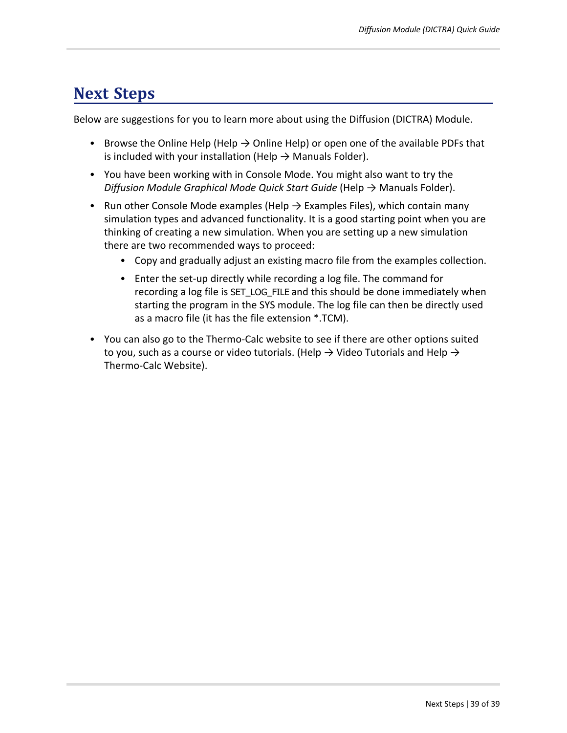# Next Steps

Below are suggestions for you to learn more about using the Diffusion (DICTRA) Module.

- Browse the Online Help (Help → Online Help) or open one of the available PDFs that is included with your installation (Help → Manuals Folder).
- You have been working with in Console Mode. You might also want to try the *Diffusion Module Graphical Mode Quick Start Guide* (Help → Manuals Folder).
- Run other Console Mode examples (Help → Examples Files), which contain many simulation types and advanced functionality. It is a good starting point when you are thinking of creating a new simulation. When you are setting up a new simulation there are two recommended ways to proceed:
  - Copy and gradually adjust an existing macro file from the examples collection.
  - Enter the set-up directly while recording a log file. The command for recording a log file is SET_LOG_FILE and this should be done immediately when starting the program in the SYS module. The log file can then be directly used as a macro file (it has the file extension *.TCM).
- You can also go to the Thermo-Calc website to see if there are other options suited to you, such as a course or video tutorials. (Help → Video Tutorials and Help → Thermo-Calc Website).